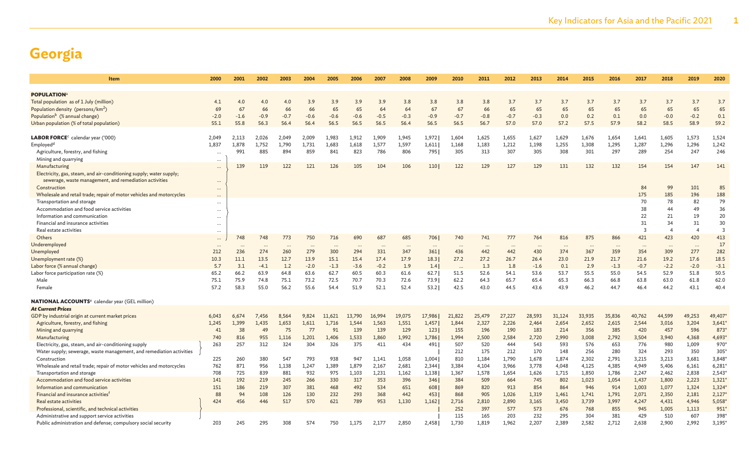# Georgia

| Item | 2000 | 2001 | 2002 | 2003 | 2004 | 2005 | 2006 | 2007 | 2008 | 2009 | 2010 | 2011 | 2012 | 2013 | 2014 | 2015 | 2016 | 2017 | 2018 | 2019 | 2020 |
|---|---|---|---|---|---|---|---|---|---|---|---|---|---|---|---|---|---|---|---|---|---|
| **POPULATION**[a] | | | | | | | | | | | | | | | | | | | | | |
| Total population as of 1 July (million) | 4.1 | 4.0 | 4.0 | 4.0 | 3.9 | 3.9 | 3.9 | 3.9 | 3.8 | 3.8 | 3.8 | 3.8 | 3.7 | 3.7 | 3.7 | 3.7 | 3.7 | 3.7 | 3.7 | 3.7 | 3.7 |
| Population density (persons/km$^2$) | 69 | 67 | 66 | 66 | 66 | 65 | 65 | 64 | 64 | 67 | 67 | 66 | 65 | 65 | 65 | 65 | 65 | 65 | 65 | 65 | 65 |
| Population[b] (% annual change) | -2.0 | -1.6 | -0.9 | -0.7 | -0.6 | -0.6 | -0.6 | -0.5 | -0.3 | -0.9 | -0.7 | -0.8 | -0.7 | -0.3 | 0.0 | 0.2 | 0.1 | 0.0 | -0.0 | -0.2 | 0.1 |
| Urban population (% of total population) | 55.1 | 55.8 | 56.3 | 56.4 | 56.4 | 56.5 | 56.5 | 56.5 | 56.4 | 56.5 | 56.5 | 56.7 | 57.0 | 57.0 | 57.2 | 57.5 | 57.9 | 58.2 | 58.5 | 58.9 | 59.2 |
| **LABOR FORCE**[c] calendar year ('000) | 2,049 | 2,113 | 2,026 | 2,049 | 2,009 | 1,983 | 1,912 | 1,909 | 1,945 | 1,972 \| | 1,604 | 1,625 | 1,655 | 1,627 | 1,629 | 1,676 | 1,654 | 1,641 | 1,605 | 1,573 | 1,524 |
| Employed[d] | 1,837 | 1,878 | 1,752 | 1,790 | 1,731 | 1,683 | 1,618 | 1,577 | 1,597 | 1,611 \| | 1,168 | 1,183 | 1,212 | 1,198 | 1,255 | 1,308 | 1,295 | 1,287 | 1,296 | 1,296 | 1,242 |
| Agriculture, forestry, and fishing | ... | 991 | 885 | 894 | 859 | 841 | 823 | 786 | 806 | 795 \| | 305 | 313 | 307 | 305 | 308 | 301 | 297 | 289 | 254 | 247 | 246 |
| Mining and quarrying | ... | | | | | | | | | | | | | | | | | | | | |
| Manufacturing | ... | 139 | 119 | 122 | 121 | 126 | 105 | 104 | 106 | 110 \| | 122 | 129 | 127 | 129 | 131 | 132 | 132 | 154 | 154 | 147 | 141 |
| Electricity, gas, steam, and air-conditioning supply; water supply; sewerage, waste management, and remediation activities | ... | | | | | | | | | | | | | | | | | | | | |
| Construction | ... | | | | | | | | | | | | | | | | | 84 | 99 | 101 | 85 |
| Wholesale and retail trade; repair of motor vehicles and motorcycles | ... | | | | | | | | | | | | | | | | | 175 | 185 | 196 | 188 |
| Transportation and storage | ... | | | | | | | | | | | | | | | | | 70 | 78 | 82 | 79 |
| Accommodation and food service activities | ... | | | | | | | | | | | | | | | | | 38 | 44 | 49 | 36 |
| Information and communication | ... | | | | | | | | | | | | | | | | | 22 | 21 | 19 | 20 |
| Financial and insurance activities | ... | | | | | | | | | | | | | | | | | 31 | 34 | 31 | 30 |
| Real estate activities | ... | | | | | | | | | | | | | | | | | 3 | 4 | 4 | 3 |
| Others | ... | 748 | 748 | 773 | 750 | 716 | 690 | 687 | 685 | 706 \| | 740 | 741 | 777 | 764 | 816 | 875 | 866 | 421 | 423 | 420 | 413 |
| Underemployed | ... | ... | ... | ... | ... | ... | ... | ... | ... | ... | ... | ... | ... | ... | ... | ... | ... | ... | ... | ... | 17 |
| Unemployed | 212 | 236 | 274 | 260 | 279 | 300 | 294 | 331 | 347 | 361 \| | 436 | 442 | 442 | 430 | 374 | 367 | 359 | 354 | 309 | 277 | 282 |
| Unemployment rate (%) | 10.3 | 11.1 | 13.5 | 12.7 | 13.9 | 15.1 | 15.4 | 17.4 | 17.9 | 18.3 \| | 27.2 | 27.2 | 26.7 | 26.4 | 23.0 | 21.9 | 21.7 | 21.6 | 19.2 | 17.6 | 18.5 |
| Labor force (% annual change) | 5.7 | 3.1 | -4.1 | 1.2 | -2.0 | -1.3 | -3.6 | -0.2 | 1.9 | 1.4 \| | ... | 1.3 | 1.8 | -1.6 | 0.1 | 2.9 | -1.3 | -0.7 | -2.2 | -2.0 | -3.1 |
| Labor force participation rate (%) | 65.2 | 66.2 | 63.9 | 64.8 | 63.6 | 62.7 | 60.5 | 60.3 | 61.6 | 62.7 \| | 51.5 | 52.6 | 54.1 | 53.6 | 53.7 | 55.5 | 55.0 | 54.5 | 52.9 | 51.8 | 50.5 |
| Male | 75.1 | 75.9 | 74.8 | 75.1 | 73.2 | 72.5 | 70.7 | 70.3 | 72.6 | 73.9 \| | 62.2 | 64.3 | 65.7 | 65.4 | 65.3 | 66.3 | 66.8 | 63.8 | 63.0 | 61.8 | 62.0 |
| Female | 57.2 | 58.3 | 55.0 | 56.2 | 55.6 | 54.4 | 51.9 | 52.1 | 52.4 | 53.2 \| | 42.5 | 43.0 | 44.5 | 43.6 | 43.9 | 46.2 | 44.7 | 46.4 | 44.2 | 43.1 | 40.4 |
| **NATIONAL ACCOUNTS**[e] calendar year (GEL million) | | | | | | | | | | | | | | | | | | | | | |
| ***At Current Prices*** | | | | | | | | | | | | | | | | | | | | | |
| GDP by industrial origin at current market prices | 6,043 | 6,674 | 7,456 | 8,564 | 9,824 | 11,621 | 13,790 | 16,994 | 19,075 | 17,986 \| | 21,822 | 25,479 | 27,227 | 28,593 | 31,124 | 33,935 | 35,836 | 40,762 | 44,599 | 49,253 | 49,407* |
| Agriculture, forestry, and fishing | 1,245 | 1,399 | 1,435 | 1,653 | 1,611 | 1,716 | 1,544 | 1,563 | 1,551 | 1,457 \| | 1,844 | 2,327 | 2,226 | 2,464 | 2,654 | 2,652 | 2,615 | 2,544 | 3,016 | 3,204 | 3,641* |
| Mining and quarrying | 41 | 38 | 49 | 75 | 77 | 91 | 139 | 139 | 129 | 123 \| | 155 | 196 | 190 | 183 | 214 | 356 | 385 | 420 | 457 | 596 | 873* |
| Manufacturing | 740 | 816 | 955 | 1,116 | 1,201 | 1,406 | 1,533 | 1,860 | 1,992 | 1,786 \| | 1,994 | 2,500 | 2,584 | 2,720 | 2,990 | 3,008 | 2,792 | 3,504 | 3,940 | 4,368 | 4,693* |
| Electricity, gas, steam, and air-conditioning supply | 263 | 257 | 312 | 324 | 304 | 326 | 375 | 411 | 434 | 491 \| | 507 | 520 | 444 | 543 | 593 | 576 | 653 | 776 | 980 | 1,009 | 970* |
| Water supply; sewerage, waste management, and remediation activities | | | | | | | | | | \| | 212 | 175 | 212 | 170 | 148 | 256 | 280 | 324 | 293 | 350 | 305* |
| Construction | 225 | 260 | 380 | 547 | 793 | 938 | 947 | 1,141 | 1,058 | 1,004 \| | 810 | 1,184 | 1,790 | 1,678 | 1,874 | 2,302 | 2,791 | 3,215 | 3,213 | 3,681 | 3,848* |
| Wholesale and retail trade; repair of motor vehicles and motorcycles | 762 | 871 | 956 | 1,138 | 1,247 | 1,389 | 1,879 | 2,167 | 2,681 | 2,344 \| | 3,384 | 4,104 | 3,966 | 3,778 | 4,048 | 4,125 | 4,385 | 4,949 | 5,406 | 6,161 | 6,281* |
| Transportation and storage | 708 | 725 | 839 | 881 | 932 | 975 | 1,103 | 1,231 | 1,162 | 1,138 \| | 1,367 | 1,578 | 1,654 | 1,626 | 1,715 | 1,850 | 1,786 | 2,247 | 2,462 | 2,838 | 2,543* |
| Accommodation and food service activities | 141 | 192 | 219 | 245 | 266 | 330 | 317 | 353 | 396 | 346 \| | 384 | 509 | 664 | 745 | 802 | 1,023 | 1,054 | 1,437 | 1,800 | 2,223 | 1,321* |
| Information and communication | 151 | 186 | 219 | 307 | 381 | 468 | 492 | 534 | 651 | 608 \| | 869 | 820 | 913 | 854 | 864 | 946 | 914 | 1,003 | 1,077 | 1,324 | 1,324* |
| Financial and insurance activities[f] | 88 | 94 | 108 | 126 | 130 | 232 | 293 | 368 | 442 | 453 \| | 868 | 905 | 1,026 | 1,319 | 1,461 | 1,741 | 1,791 | 2,071 | 2,350 | 2,181 | 2,127* |
| Real estate activities | 424 | 456 | 446 | 517 | 570 | 621 | 789 | 953 | 1,130 | 1,162 \| | 2,716 | 2,810 | 2,890 | 3,165 | 3,450 | 3,739 | 3,997 | 4,247 | 4,431 | 4,946 | 5,058* |
| Professional, scientific, and technical activities | | | | | | | | | | \| | 252 | 397 | 577 | 573 | 676 | 768 | 855 | 945 | 1,005 | 1,113 | 951* |
| Administrative and support service activities | | | | | | | | | | \| | 115 | 165 | 203 | 232 | 295 | 304 | 381 | 429 | 510 | 607 | 398* |
| Public administration and defense; compulsory social security | 203 | 245 | 295 | 308 | 574 | 750 | 1,175 | 2,177 | 2,850 | 2,458 \| | 1,730 | 1,819 | 1,962 | 2,207 | 2,389 | 2,582 | 2,712 | 2,638 | 2,900 | 2,992 | 3,195* |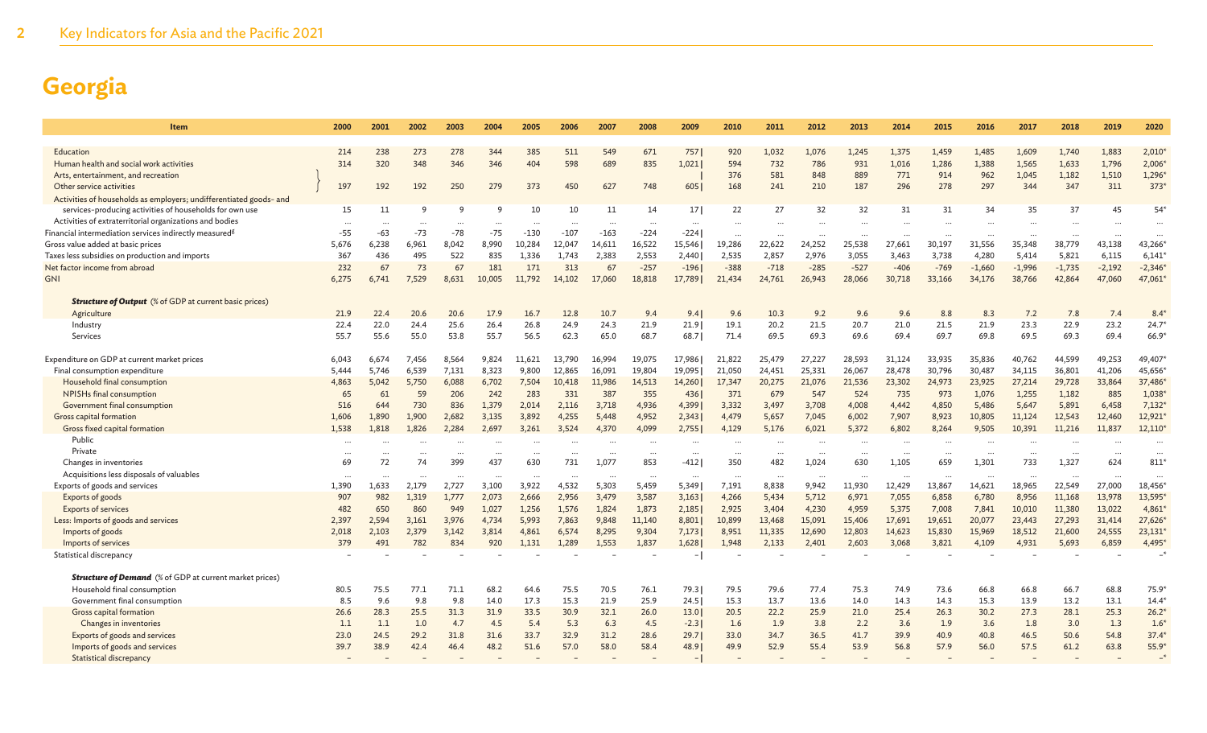# Georgia

| Item | 2000 | 2001 | 2002 | 2003 | 2004 | 2005 | 2006 | 2007 | 2008 | 2009 | 2010 | 2011 | 2012 | 2013 | 2014 | 2015 | 2016 | 2017 | 2018 | 2019 | 2020 |
|---|---|---|---|---|---|---|---|---|---|---|---|---|---|---|---|---|---|---|---|---|---|
| Education | 214 | 238 | 273 | 278 | 344 | 385 | 511 | 549 | 671 | 757 | 920 | 1,032 | 1,076 | 1,245 | 1,375 | 1,459 | 1,485 | 1,609 | 1,740 | 1,883 | 2,010* |
| Human health and social work activities | 314 | 320 | 348 | 346 | 346 | 404 | 598 | 689 | 835 | 1,021 | 594 | 732 | 786 | 931 | 1,016 | 1,286 | 1,388 | 1,565 | 1,633 | 1,796 | 2,006* |
| Arts, entertainment, and recreation | | | | | | | | | | | 376 | 581 | 848 | 889 | 771 | 914 | 962 | 1,045 | 1,182 | 1,510 | 1,296* |
| Other service activities | 197 | 192 | 192 | 250 | 279 | 373 | 450 | 627 | 748 | 605 | 168 | 241 | 210 | 187 | 296 | 278 | 297 | 344 | 347 | 311 | 373* |
| Activities of households as employers; undifferentiated goods- and services-producing activities of households for own use | 15 | 11 | 9 | 9 | 9 | 10 | 10 | 11 | 14 | 17 | 22 | 27 | 32 | 32 | 31 | 31 | 34 | 35 | 37 | 45 | 54* |
| Activities of extraterritorial organizations and bodies | … | … | … | … | … | … | … | … | … | … | … | … | … | … | … | … | … | … | … | … | … |
| Financial intermediation services indirectly measured[g] | -55 | -63 | -73 | -78 | -75 | -130 | -107 | -163 | -224 | -224 | … | … | … | … | … | … | … | … | … | … | … |
| Gross value added at basic prices | 5,676 | 6,238 | 6,961 | 8,042 | 8,990 | 10,284 | 12,047 | 14,611 | 16,522 | 15,546 | 19,286 | 22,622 | 24,252 | 25,538 | 27,661 | 30,197 | 31,556 | 35,348 | 38,779 | 43,138 | 43,266* |
| Taxes less subsidies on production and imports | 367 | 436 | 495 | 522 | 835 | 1,336 | 1,743 | 2,383 | 2,553 | 2,440 | 2,535 | 2,857 | 2,976 | 3,055 | 3,463 | 3,738 | 4,280 | 5,414 | 5,821 | 6,115 | 6,141* |
| Net factor income from abroad | 232 | 67 | 73 | 67 | 181 | 171 | 313 | 67 | -257 | -196 | -388 | -718 | -285 | -527 | -406 | -769 | -1,660 | -1,996 | -1,735 | -2,192 | -2,346* |
| GNI | 6,275 | 6,741 | 7,529 | 8,631 | 10,005 | 11,792 | 14,102 | 17,060 | 18,818 | 17,789 | 21,434 | 24,761 | 26,943 | 28,066 | 30,718 | 33,166 | 34,176 | 38,766 | 42,864 | 47,060 | 47,061* |
| ***Structure of Output*** (% of GDP at current basic prices) | | | | | | | | | | | | | | | | | | | | | |
| Agriculture | 21.9 | 22.4 | 20.6 | 20.6 | 17.9 | 16.7 | 12.8 | 10.7 | 9.4 | 9.4 | 9.6 | 10.3 | 9.2 | 9.6 | 9.6 | 8.8 | 8.3 | 7.2 | 7.8 | 7.4 | 8.4* |
| Industry | 22.4 | 22.0 | 24.4 | 25.6 | 26.4 | 26.8 | 24.9 | 24.3 | 21.9 | 21.9 | 19.1 | 20.2 | 21.5 | 20.7 | 21.0 | 21.5 | 21.9 | 23.3 | 22.9 | 23.2 | 24.7* |
| Services | 55.7 | 55.6 | 55.0 | 53.8 | 55.7 | 56.5 | 62.3 | 65.0 | 68.7 | 68.7 | 71.4 | 69.5 | 69.3 | 69.6 | 69.4 | 69.7 | 69.8 | 69.5 | 69.3 | 69.4 | 66.9* |
| Expenditure on GDP at current market prices | 6,043 | 6,674 | 7,456 | 8,564 | 9,824 | 11,621 | 13,790 | 16,994 | 19,075 | 17,986 | 21,822 | 25,479 | 27,227 | 28,593 | 31,124 | 33,935 | 35,836 | 40,762 | 44,599 | 49,253 | 49,407* |
| Final consumption expenditure | 5,444 | 5,746 | 6,539 | 7,131 | 8,323 | 9,800 | 12,865 | 16,091 | 19,804 | 19,095 | 21,050 | 24,451 | 25,331 | 26,067 | 28,478 | 30,796 | 30,487 | 34,115 | 36,801 | 41,206 | 45,656* |
| Household final consumption | 4,863 | 5,042 | 5,750 | 6,088 | 6,702 | 7,504 | 10,418 | 11,986 | 14,513 | 14,260 | 17,347 | 20,275 | 21,076 | 21,536 | 23,302 | 24,973 | 23,925 | 27,214 | 29,728 | 33,864 | 37,486* |
| NPISHs final consumption | 65 | 61 | 59 | 206 | 242 | 283 | 331 | 387 | 355 | 436 | 371 | 679 | 547 | 524 | 735 | 973 | 1,076 | 1,255 | 1,182 | 885 | 1,038* |
| Government final consumption | 516 | 644 | 730 | 836 | 1,379 | 2,014 | 2,116 | 3,718 | 4,936 | 4,399 | 3,332 | 3,497 | 3,708 | 4,008 | 4,442 | 4,850 | 5,486 | 5,647 | 5,891 | 6,458 | 7,132* |
| Gross capital formation | 1,606 | 1,890 | 1,900 | 2,682 | 3,135 | 3,892 | 4,255 | 5,448 | 4,952 | 2,343 | 4,479 | 5,657 | 7,045 | 6,002 | 7,907 | 8,923 | 10,805 | 11,124 | 12,543 | 12,460 | 12,921* |
| Gross fixed capital formation | 1,538 | 1,818 | 1,826 | 2,284 | 2,697 | 3,261 | 3,524 | 4,370 | 4,099 | 2,755 | 4,129 | 5,176 | 6,021 | 5,372 | 6,802 | 8,264 | 9,505 | 10,391 | 11,216 | 11,837 | 12,110* |
| Public | … | … | … | … | … | … | … | … | … | … | … | … | … | … | … | … | … | … | … | … | … |
| Private | … | … | … | … | … | … | … | … | … | … | … | … | … | … | … | … | … | … | … | … | … |
| Changes in inventories | 69 | 72 | 74 | 399 | 437 | 630 | 731 | 1,077 | 853 | -412 | 350 | 482 | 1,024 | 630 | 1,105 | 659 | 1,301 | 733 | 1,327 | 624 | 811* |
| Acquisitions less disposals of valuables | … | … | … | … | … | … | … | … | … | … | … | … | … | … | … | … | … | … | … | … | … |
| Exports of goods and services | 1,390 | 1,633 | 2,179 | 2,727 | 3,100 | 3,922 | 4,532 | 5,303 | 5,459 | 5,349 | 7,191 | 8,838 | 9,942 | 11,930 | 12,429 | 13,867 | 14,621 | 18,965 | 22,549 | 27,000 | 18,456* |
| Exports of goods | 907 | 982 | 1,319 | 1,777 | 2,073 | 2,666 | 2,956 | 3,479 | 3,587 | 3,163 | 4,266 | 5,434 | 5,712 | 6,971 | 7,055 | 6,858 | 6,780 | 8,956 | 11,168 | 13,978 | 13,595* |
| Exports of services | 482 | 650 | 860 | 949 | 1,027 | 1,256 | 1,576 | 1,824 | 1,873 | 2,185 | 2,925 | 3,404 | 4,230 | 4,959 | 5,375 | 7,008 | 7,841 | 10,010 | 11,380 | 13,022 | 4,861* |
| Less: Imports of goods and services | 2,397 | 2,594 | 3,161 | 3,976 | 4,734 | 5,993 | 7,863 | 9,848 | 11,140 | 8,801 | 10,899 | 13,468 | 15,091 | 15,406 | 17,691 | 19,651 | 20,077 | 23,443 | 27,293 | 31,414 | 27,626* |
| Imports of goods | 2,018 | 2,103 | 2,379 | 3,142 | 3,814 | 4,861 | 6,574 | 8,295 | 9,304 | 7,173 | 8,951 | 11,335 | 12,690 | 12,803 | 14,623 | 15,830 | 15,969 | 18,512 | 21,600 | 24,555 | 23,131* |
| Imports of services | 379 | 491 | 782 | 834 | 920 | 1,131 | 1,289 | 1,553 | 1,837 | 1,628 | 1,948 | 2,133 | 2,401 | 2,603 | 3,068 | 3,821 | 4,109 | 4,931 | 5,693 | 6,859 | 4,495* |
| Statistical discrepancy | – | – | – | – | – | – | – | – | – | – | – | – | – | – | – | – | – | – | – | – | –* |
| ***Structure of Demand*** (% of GDP at current market prices) | | | | | | | | | | | | | | | | | | | | | |
| Household final consumption | 80.5 | 75.5 | 77.1 | 71.1 | 68.2 | 64.6 | 75.5 | 70.5 | 76.1 | 79.3 | 79.5 | 79.6 | 77.4 | 75.3 | 74.9 | 73.6 | 66.8 | 66.8 | 66.7 | 68.8 | 75.9* |
| Government final consumption | 8.5 | 9.6 | 9.8 | 9.8 | 14.0 | 17.3 | 15.3 | 21.9 | 25.9 | 24.5 | 15.3 | 13.7 | 13.6 | 14.0 | 14.3 | 14.3 | 15.3 | 13.9 | 13.2 | 13.1 | 14.4* |
| Gross capital formation | 26.6 | 28.3 | 25.5 | 31.3 | 31.9 | 33.5 | 30.9 | 32.1 | 26.0 | 13.0 | 20.5 | 22.2 | 25.9 | 21.0 | 25.4 | 26.3 | 30.2 | 27.3 | 28.1 | 25.3 | 26.2* |
| Changes in inventories | 1.1 | 1.1 | 1.0 | 4.7 | 4.5 | 5.4 | 5.3 | 6.3 | 4.5 | -2.3 | 1.6 | 1.9 | 3.8 | 2.2 | 3.6 | 1.9 | 3.6 | 1.8 | 3.0 | 1.3 | 1.6* |
| Exports of goods and services | 23.0 | 24.5 | 29.2 | 31.8 | 31.6 | 33.7 | 32.9 | 31.2 | 28.6 | 29.7 | 33.0 | 34.7 | 36.5 | 41.7 | 39.9 | 40.9 | 40.8 | 46.5 | 50.6 | 54.8 | 37.4* |
| Imports of goods and services | 39.7 | 38.9 | 42.4 | 46.4 | 48.2 | 51.6 | 57.0 | 58.0 | 58.4 | 48.9 | 49.9 | 52.9 | 55.4 | 53.9 | 56.8 | 57.9 | 56.0 | 57.5 | 61.2 | 63.8 | 55.9* |
| Statistical discrepancy | – | – | – | – | – | – | – | – | – | – | – | – | – | – | – | – | – | – | – | – | –* |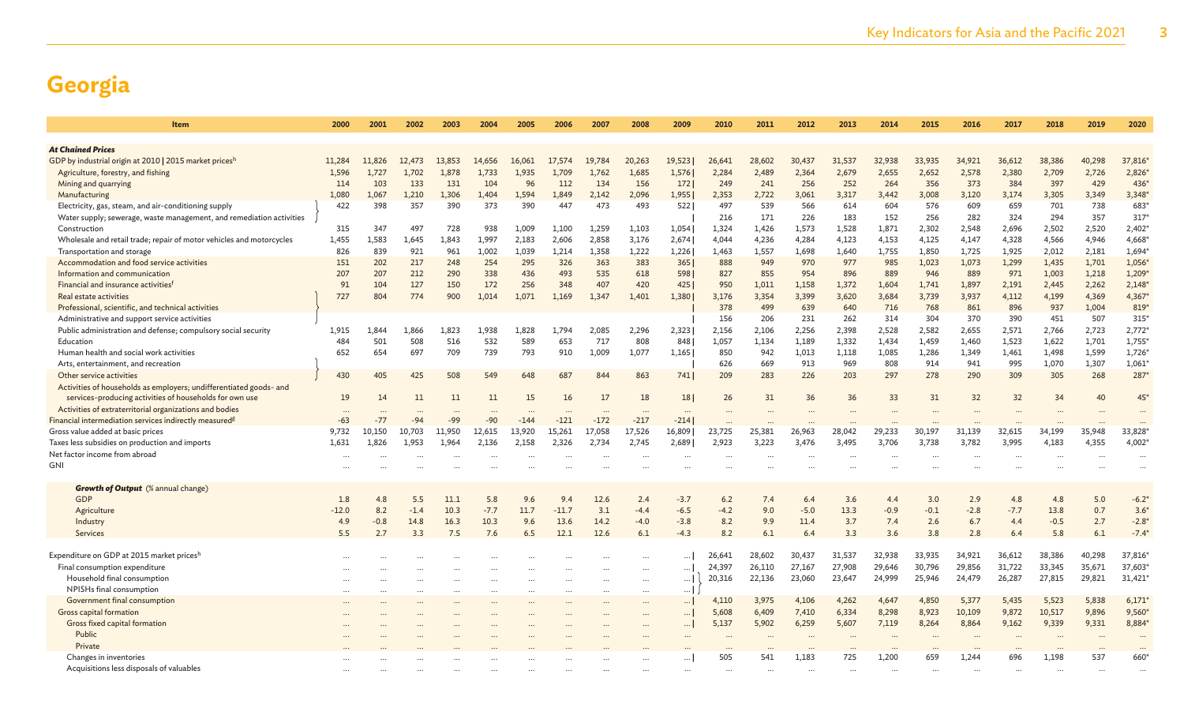# Georgia

| Item | 2000 | 2001 | 2002 | 2003 | 2004 | 2005 | 2006 | 2007 | 2008 | 2009 | 2010 | 2011 | 2012 | 2013 | 2014 | 2015 | 2016 | 2017 | 2018 | 2019 | 2020 |
|---|---|---|---|---|---|---|---|---|---|---|---|---|---|---|---|---|---|---|---|---|---|
| ***At Chained Prices*** | | | | | | | | | | | | | | | | | | | | | |
| GDP by industrial origin at 2010 \| 2015 market prices[h] | 11,284 | 11,826 | 12,473 | 13,853 | 14,656 | 16,061 | 17,574 | 19,784 | 20,263 | 19,523 | 26,641 | 28,602 | 30,437 | 31,537 | 32,938 | 33,935 | 34,921 | 36,612 | 38,386 | 40,298 | 37,816* |
| Agriculture, forestry, and fishing | 1,596 | 1,727 | 1,702 | 1,878 | 1,733 | 1,935 | 1,709 | 1,762 | 1,685 | 1,576 | 2,284 | 2,489 | 2,364 | 2,679 | 2,655 | 2,652 | 2,578 | 2,380 | 2,709 | 2,726 | 2,826* |
| Mining and quarrying | 114 | 103 | 133 | 131 | 104 | 96 | 112 | 134 | 156 | 172 | 249 | 241 | 256 | 252 | 264 | 356 | 373 | 384 | 397 | 429 | 436* |
| Manufacturing | 1,080 | 1,067 | 1,210 | 1,306 | 1,404 | 1,594 | 1,849 | 2,142 | 2,096 | 1,955 | 2,353 | 2,722 | 3,061 | 3,317 | 3,442 | 3,008 | 3,120 | 3,174 | 3,305 | 3,349 | 3,348* |
| Electricity, gas, steam, and air-conditioning supply | 422 | 398 | 357 | 390 | 373 | 390 | 447 | 473 | 493 | 522 | 497 | 539 | 566 | 614 | 604 | 576 | 609 | 659 | 701 | 738 | 683* |
| Water supply; sewerage, waste management, and remediation activities | | | | | | | | | | | 216 | 171 | 226 | 183 | 152 | 256 | 282 | 324 | 294 | 357 | 317* |
| Construction | 315 | 347 | 497 | 728 | 938 | 1,009 | 1,100 | 1,259 | 1,103 | 1,054 | 1,324 | 1,426 | 1,573 | 1,528 | 1,871 | 2,302 | 2,548 | 2,696 | 2,502 | 2,520 | 2,402* |
| Wholesale and retail trade; repair of motor vehicles and motorcycles | 1,455 | 1,583 | 1,645 | 1,843 | 1,997 | 2,183 | 2,606 | 2,858 | 3,176 | 2,674 | 4,044 | 4,236 | 4,284 | 4,123 | 4,153 | 4,125 | 4,147 | 4,328 | 4,566 | 4,946 | 4,668* |
| Transportation and storage | 826 | 839 | 921 | 961 | 1,002 | 1,039 | 1,214 | 1,358 | 1,222 | 1,226 | 1,463 | 1,557 | 1,698 | 1,640 | 1,755 | 1,850 | 1,725 | 1,925 | 2,012 | 2,181 | 1,694* |
| Accommodation and food service activities | 151 | 202 | 217 | 248 | 254 | 295 | 326 | 363 | 383 | 365 | 888 | 949 | 970 | 977 | 985 | 1,023 | 1,073 | 1,299 | 1,435 | 1,701 | 1,056* |
| Information and communication | 207 | 207 | 212 | 290 | 338 | 436 | 493 | 535 | 618 | 598 | 827 | 855 | 954 | 896 | 889 | 946 | 889 | 971 | 1,003 | 1,218 | 1,209* |
| Financial and insurance activities[f] | 91 | 104 | 127 | 150 | 172 | 256 | 348 | 407 | 420 | 425 | 950 | 1,011 | 1,158 | 1,372 | 1,604 | 1,741 | 1,897 | 2,191 | 2,445 | 2,262 | 2,148* |
| Real estate activities | 727 | 804 | 774 | 900 | 1,014 | 1,071 | 1,169 | 1,347 | 1,401 | 1,380 | 3,176 | 3,354 | 3,399 | 3,620 | 3,684 | 3,739 | 3,937 | 4,112 | 4,199 | 4,369 | 4,367* |
| Professional, scientific, and technical activities | | | | | | | | | | | 378 | 499 | 639 | 640 | 716 | 768 | 861 | 896 | 937 | 1,004 | 819* |
| Administrative and support service activities | | | | | | | | | | | 156 | 206 | 231 | 262 | 314 | 304 | 370 | 390 | 451 | 507 | 315* |
| Public administration and defense; compulsory social security | 1,915 | 1,844 | 1,866 | 1,823 | 1,938 | 1,828 | 1,794 | 2,085 | 2,296 | 2,323 | 2,156 | 2,106 | 2,256 | 2,398 | 2,528 | 2,582 | 2,655 | 2,571 | 2,766 | 2,723 | 2,772* |
| Education | 484 | 501 | 508 | 516 | 532 | 589 | 653 | 717 | 808 | 848 | 1,057 | 1,134 | 1,189 | 1,332 | 1,434 | 1,459 | 1,460 | 1,523 | 1,622 | 1,701 | 1,755* |
| Human health and social work activities | 652 | 654 | 697 | 709 | 739 | 793 | 910 | 1,009 | 1,077 | 1,165 | 850 | 942 | 1,013 | 1,118 | 1,085 | 1,286 | 1,349 | 1,461 | 1,498 | 1,599 | 1,726* |
| Arts, entertainment, and recreation | | | | | | | | | | | 626 | 669 | 913 | 969 | 808 | 914 | 941 | 995 | 1,070 | 1,307 | 1,061* |
| Other service activities | 430 | 405 | 425 | 508 | 549 | 648 | 687 | 844 | 863 | 741 | 209 | 283 | 226 | 203 | 297 | 278 | 290 | 309 | 305 | 268 | 287* |
| Activities of households as employers; undifferentiated goods- and services-producing activities of households for own use | 19 | 14 | 11 | 11 | 11 | 15 | 16 | 17 | 18 | 18 | 26 | 31 | 36 | 36 | 33 | 31 | 32 | 32 | 34 | 40 | 45* |
| Activities of extraterritorial organizations and bodies | ... | ... | ... | ... | ... | ... | ... | ... | ... | ... | ... | ... | ... | ... | ... | ... | ... | ... | ... | ... | ... |
| Financial intermediation services indirectly measured[g] | -63 | -77 | -94 | -99 | -90 | -144 | -121 | -172 | -217 | -214 | ... | ... | ... | ... | ... | ... | ... | ... | ... | ... | ... |
| Gross value added at basic prices | 9,732 | 10,150 | 10,703 | 11,950 | 12,615 | 13,920 | 15,261 | 17,058 | 17,526 | 16,809 | 23,725 | 25,381 | 26,963 | 28,042 | 29,233 | 30,197 | 31,139 | 32,615 | 34,199 | 35,948 | 33,828* |
| Taxes less subsidies on production and imports | 1,631 | 1,826 | 1,953 | 1,964 | 2,136 | 2,158 | 2,326 | 2,734 | 2,745 | 2,689 | 2,923 | 3,223 | 3,476 | 3,495 | 3,706 | 3,738 | 3,782 | 3,995 | 4,183 | 4,355 | 4,002* |
| Net factor income from abroad | ... | ... | ... | ... | ... | ... | ... | ... | ... | ... | ... | ... | ... | ... | ... | ... | ... | ... | ... | ... | ... |
| GNI | ... | ... | ... | ... | ... | ... | ... | ... | ... | ... | ... | ... | ... | ... | ... | ... | ... | ... | ... | ... | ... |
| ***Growth of Output*** (% annual change) | | | | | | | | | | | | | | | | | | | | | |
| GDP | 1.8 | 4.8 | 5.5 | 11.1 | 5.8 | 9.6 | 9.4 | 12.6 | 2.4 | -3.7 | 6.2 | 7.4 | 6.4 | 3.6 | 4.4 | 3.0 | 2.9 | 4.8 | 4.8 | 5.0 | -6.2* |
| Agriculture | -12.0 | 8.2 | -1.4 | 10.3 | -7.7 | 11.7 | -11.7 | 3.1 | -4.4 | -6.5 | -4.2 | 9.0 | -5.0 | 13.3 | -0.9 | -0.1 | -2.8 | -7.7 | 13.8 | 0.7 | 3.6* |
| Industry | 4.9 | -0.8 | 14.8 | 16.3 | 10.3 | 9.6 | 13.6 | 14.2 | -4.0 | -3.8 | 8.2 | 9.9 | 11.4 | 3.7 | 7.4 | 2.6 | 6.7 | 4.4 | -0.5 | 2.7 | -2.8* |
| Services | 5.5 | 2.7 | 3.3 | 7.5 | 7.6 | 6.5 | 12.1 | 12.6 | 6.1 | -4.3 | 8.2 | 6.1 | 6.4 | 3.3 | 3.6 | 3.8 | 2.8 | 6.4 | 5.8 | 6.1 | -7.4* |
| Expenditure on GDP at 2015 market prices[h] | ... | ... | ... | ... | ... | ... | ... | ... | ... | ... | 26,641 | 28,602 | 30,437 | 31,537 | 32,938 | 33,935 | 34,921 | 36,612 | 38,386 | 40,298 | 37,816* |
| Final consumption expenditure | ... | ... | ... | ... | ... | ... | ... | ... | ... | ... | 24,397 | 26,110 | 27,167 | 27,908 | 29,646 | 30,796 | 29,856 | 31,722 | 33,345 | 35,671 | 37,603* |
| Household final consumption | ... | ... | ... | ... | ... | ... | ... | ... | ... | ... | 20,316 | 22,136 | 23,060 | 23,647 | 24,999 | 25,946 | 24,479 | 26,287 | 27,815 | 29,821 | 31,421* |
| NPISHs final consumption | ... | ... | ... | ... | ... | ... | ... | ... | ... | ... | | | | | | | | | | | |
| Government final consumption | ... | ... | ... | ... | ... | ... | ... | ... | ... | ... | 4,110 | 3,975 | 4,106 | 4,262 | 4,647 | 4,850 | 5,377 | 5,435 | 5,523 | 5,838 | 6,171* |
| Gross capital formation | ... | ... | ... | ... | ... | ... | ... | ... | ... | ... | 5,608 | 6,409 | 7,410 | 6,334 | 8,298 | 8,923 | 10,109 | 9,872 | 10,517 | 9,896 | 9,560* |
| Gross fixed capital formation | ... | ... | ... | ... | ... | ... | ... | ... | ... | ... | 5,137 | 5,902 | 6,259 | 5,607 | 7,119 | 8,264 | 8,864 | 9,162 | 9,339 | 9,331 | 8,884* |
| Public | ... | ... | ... | ... | ... | ... | ... | ... | ... | ... | ... | ... | ... | ... | ... | ... | ... | ... | ... | ... | ... |
| Private | ... | ... | ... | ... | ... | ... | ... | ... | ... | ... | ... | ... | ... | ... | ... | ... | ... | ... | ... | ... | ... |
| Changes in inventories | ... | ... | ... | ... | ... | ... | ... | ... | ... | ... | 505 | 541 | 1,183 | 725 | 1,200 | 659 | 1,244 | 696 | 1,198 | 537 | 660* |
| Acquisitions less disposals of valuables | ... | ... | ... | ... | ... | ... | ... | ... | ... | ... | ... | ... | ... | ... | ... | ... | ... | ... | ... | ... | ... |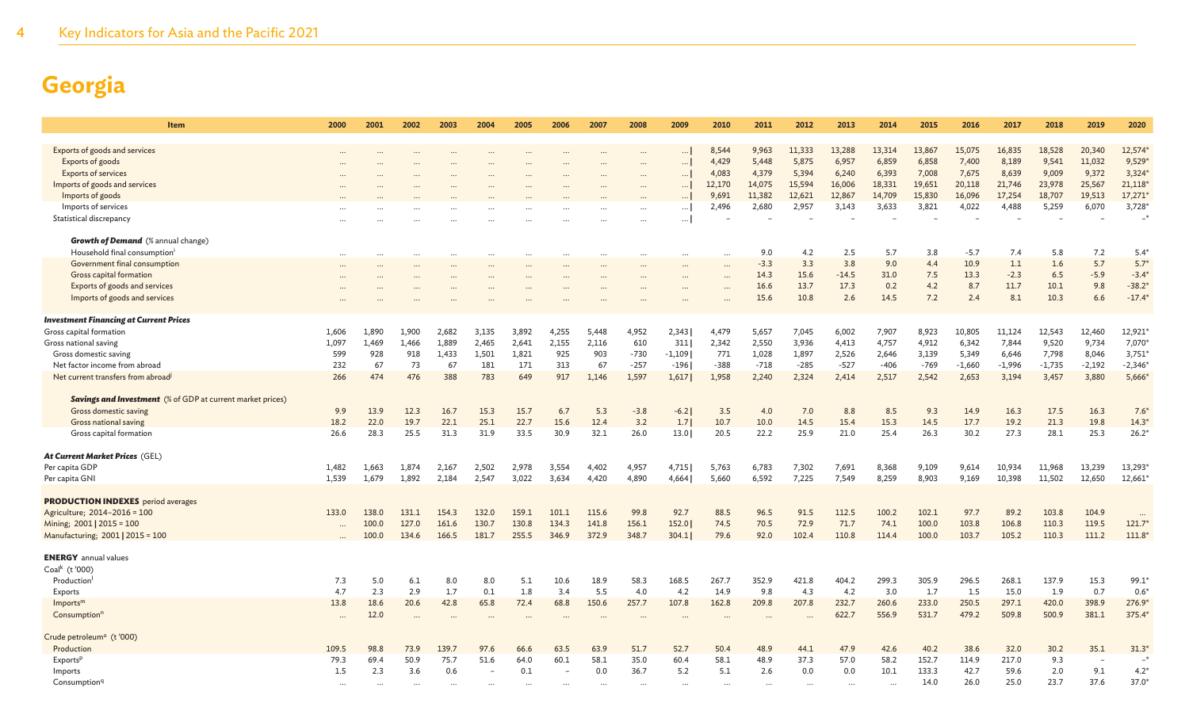# Georgia

| Item | 2000 | 2001 | 2002 | 2003 | 2004 | 2005 | 2006 | 2007 | 2008 | 2009 | 2010 | 2011 | 2012 | 2013 | 2014 | 2015 | 2016 | 2017 | 2018 | 2019 | 2020 |
|---|---|---|---|---|---|---|---|---|---|---|---|---|---|---|---|---|---|---|---|---|---|
| Exports of goods and services | … | … | … | … | … | … | … | … | … | … \| | 8,544 | 9,963 | 11,333 | 13,288 | 13,314 | 13,867 | 15,075 | 16,835 | 18,528 | 20,340 | 12,574* |
| Exports of goods | … | … | … | … | … | … | … | … | … | … \| | 4,429 | 5,448 | 5,875 | 6,957 | 6,859 | 6,858 | 7,400 | 8,189 | 9,541 | 11,032 | 9,529* |
| Exports of services | … | … | … | … | … | … | … | … | … | … \| | 4,083 | 4,379 | 5,394 | 6,240 | 6,393 | 7,008 | 7,675 | 8,639 | 9,009 | 9,372 | 3,324* |
| Imports of goods and services | … | … | … | … | … | … | … | … | … | … \| | 12,170 | 14,075 | 15,594 | 16,006 | 18,331 | 19,651 | 20,118 | 21,746 | 23,978 | 25,567 | 21,118* |
| Imports of goods | … | … | … | … | … | … | … | … | … | … \| | 9,691 | 11,382 | 12,621 | 12,867 | 14,709 | 15,830 | 16,096 | 17,254 | 18,707 | 19,513 | 17,271* |
| Imports of services | … | … | … | … | … | … | … | … | … | … \| | 2,496 | 2,680 | 2,957 | 3,143 | 3,633 | 3,821 | 4,022 | 4,488 | 5,259 | 6,070 | 3,728* |
| Statistical discrepancy | … | … | … | … | … | … | … | … | … | … \| | – | – | – | – | – | – | – | – | – | – | –* |
| ***Growth of Demand*** (% annual change) | | | | | | | | | | | | | | | | | | | | | |
| Household final consumption[i] | … | … | … | … | … | … | … | … | … | … | … | 9.0 | 4.2 | 2.5 | 5.7 | 3.8 | -5.7 | 7.4 | 5.8 | 7.2 | 5.4* |
| Government final consumption | … | … | … | … | … | … | … | … | … | … | … | -3.3 | 3.3 | 3.8 | 9.0 | 4.4 | 10.9 | 1.1 | 1.6 | 5.7 | 5.7* |
| Gross capital formation | … | … | … | … | … | … | … | … | … | … | … | 14.3 | 15.6 | -14.5 | 31.0 | 7.5 | 13.3 | -2.3 | 6.5 | -5.9 | -3.4* |
| Exports of goods and services | … | … | … | … | … | … | … | … | … | … | … | 16.6 | 13.7 | 17.3 | 0.2 | 4.2 | 8.7 | 11.7 | 10.1 | 9.8 | -38.2* |
| Imports of goods and services | … | … | … | … | … | … | … | … | … | … | … | 15.6 | 10.8 | 2.6 | 14.5 | 7.2 | 2.4 | 8.1 | 10.3 | 6.6 | -17.4* |
| ***Investment Financing at Current Prices*** | | | | | | | | | | | | | | | | | | | | | |
| Gross capital formation | 1,606 | 1,890 | 1,900 | 2,682 | 3,135 | 3,892 | 4,255 | 5,448 | 4,952 | 2,343 \| | 4,479 | 5,657 | 7,045 | 6,002 | 7,907 | 8,923 | 10,805 | 11,124 | 12,543 | 12,460 | 12,921* |
| Gross national saving | 1,097 | 1,469 | 1,466 | 1,889 | 2,465 | 2,641 | 2,155 | 2,116 | 610 | 311 \| | 2,342 | 2,550 | 3,936 | 4,413 | 4,757 | 4,912 | 6,342 | 7,844 | 9,520 | 9,734 | 7,070* |
| Gross domestic saving | 599 | 928 | 918 | 1,433 | 1,501 | 1,821 | 925 | 903 | -730 | -1,109 \| | 771 | 1,028 | 1,897 | 2,526 | 2,646 | 3,139 | 5,349 | 6,646 | 7,798 | 8,046 | 3,751* |
| Net factor income from abroad | 232 | 67 | 73 | 67 | 181 | 171 | 313 | 67 | -257 | -196 \| | -388 | -718 | -285 | -527 | -406 | -769 | -1,660 | -1,996 | -1,735 | -2,192 | -2,346* |
| Net current transfers from abroad[j] | 266 | 474 | 476 | 388 | 783 | 649 | 917 | 1,146 | 1,597 | 1,617 \| | 1,958 | 2,240 | 2,324 | 2,414 | 2,517 | 2,542 | 2,653 | 3,194 | 3,457 | 3,880 | 5,666* |
| ***Savings and Investment*** (% of GDP at current market prices) | | | | | | | | | | | | | | | | | | | | | |
| Gross domestic saving | 9.9 | 13.9 | 12.3 | 16.7 | 15.3 | 15.7 | 6.7 | 5.3 | -3.8 | -6.2 \| | 3.5 | 4.0 | 7.0 | 8.8 | 8.5 | 9.3 | 14.9 | 16.3 | 17.5 | 16.3 | 7.6* |
| Gross national saving | 18.2 | 22.0 | 19.7 | 22.1 | 25.1 | 22.7 | 15.6 | 12.4 | 3.2 | 1.7 \| | 10.7 | 10.0 | 14.5 | 15.4 | 15.3 | 14.5 | 17.7 | 19.2 | 21.3 | 19.8 | 14.3* |
| Gross capital formation | 26.6 | 28.3 | 25.5 | 31.3 | 31.9 | 33.5 | 30.9 | 32.1 | 26.0 | 13.0 \| | 20.5 | 22.2 | 25.9 | 21.0 | 25.4 | 26.3 | 30.2 | 27.3 | 28.1 | 25.3 | 26.2* |
| ***At Current Market Prices*** (GEL) | | | | | | | | | | | | | | | | | | | | | |
| Per capita GDP | 1,482 | 1,663 | 1,874 | 2,167 | 2,502 | 2,978 | 3,554 | 4,402 | 4,957 | 4,715 \| | 5,763 | 6,783 | 7,302 | 7,691 | 8,368 | 9,109 | 9,614 | 10,934 | 11,968 | 13,239 | 13,293* |
| Per capita GNI | 1,539 | 1,679 | 1,892 | 2,184 | 2,547 | 3,022 | 3,634 | 4,420 | 4,890 | 4,664 \| | 5,660 | 6,592 | 7,225 | 7,549 | 8,259 | 8,903 | 9,169 | 10,398 | 11,502 | 12,650 | 12,661* |
| **PRODUCTION INDEXES** period averages | | | | | | | | | | | | | | | | | | | | | |
| Agriculture; 2014–2016 = 100 | 133.0 | 138.0 | 131.1 | 154.3 | 132.0 | 159.1 | 101.1 | 115.6 | 99.8 | 92.7 | 88.5 | 96.5 | 91.5 | 112.5 | 100.2 | 102.1 | 97.7 | 89.2 | 103.8 | 104.9 | … |
| Mining; 2001 \| 2015 = 100 | … | 100.0 | 127.0 | 161.6 | 130.7 | 130.8 | 134.3 | 141.8 | 156.1 | 152.0 \| | 74.5 | 70.5 | 72.9 | 71.7 | 74.1 | 100.0 | 103.8 | 106.8 | 110.3 | 119.5 | 121.7* |
| Manufacturing; 2001 \| 2015 = 100 | … | 100.0 | 134.6 | 166.5 | 181.7 | 255.5 | 346.9 | 372.9 | 348.7 | 304.1 \| | 79.6 | 92.0 | 102.4 | 110.8 | 114.4 | 100.0 | 103.7 | 105.2 | 110.3 | 111.2 | 111.8* |
| **ENERGY** annual values | | | | | | | | | | | | | | | | | | | | | |
| Coal[k] (t '000) | | | | | | | | | | | | | | | | | | | | | |
| Production[l] | 7.3 | 5.0 | 6.1 | 8.0 | 8.0 | 5.1 | 10.6 | 18.9 | 58.3 | 168.5 | 267.7 | 352.9 | 421.8 | 404.2 | 299.3 | 305.9 | 296.5 | 268.1 | 137.9 | 15.3 | 99.1* |
| Exports | 4.7 | 2.3 | 2.9 | 1.7 | 0.1 | 1.8 | 3.4 | 5.5 | 4.0 | 4.2 | 14.9 | 9.8 | 4.3 | 4.2 | 3.0 | 1.7 | 1.5 | 15.0 | 1.9 | 0.7 | 0.6* |
| Imports[m] | 13.8 | 18.6 | 20.6 | 42.8 | 65.8 | 72.4 | 68.8 | 150.6 | 257.7 | 107.8 | 162.8 | 209.8 | 207.8 | 232.7 | 260.6 | 233.0 | 250.5 | 297.1 | 420.0 | 398.9 | 276.9* |
| Consumption[n] | … | 12.0 | … | … | … | … | … | … | … | … | … | … | … | 622.7 | 556.9 | 531.7 | 479.2 | 509.8 | 500.9 | 381.1 | 375.4* |
| Crude petroleum[o] (t '000) | | | | | | | | | | | | | | | | | | | | | |
| Production | 109.5 | 98.8 | 73.9 | 139.7 | 97.6 | 66.6 | 63.5 | 63.9 | 51.7 | 52.7 | 50.4 | 48.9 | 44.1 | 47.9 | 42.6 | 40.2 | 38.6 | 32.0 | 30.2 | 35.1 | 31.3* |
| Exports[p] | 79.3 | 69.4 | 50.9 | 75.7 | 51.6 | 64.0 | 60.1 | 58.1 | 35.0 | 60.4 | 58.1 | 48.9 | 37.3 | 57.0 | 58.2 | 152.7 | 114.9 | 217.0 | 9.3 | – | –* |
| Imports | 1.5 | 2.3 | 3.6 | 0.6 | – | 0.1 | – | 0.0 | 36.7 | 5.2 | 5.1 | 2.6 | 0.0 | 0.0 | 10.1 | 133.3 | 42.7 | 59.6 | 2.0 | 9.1 | 4.2* |
| Consumption[q] | … | … | … | … | … | … | … | … | … | … | … | … | … | … | … | 14.0 | 26.0 | 25.0 | 23.7 | 37.6 | 37.0* |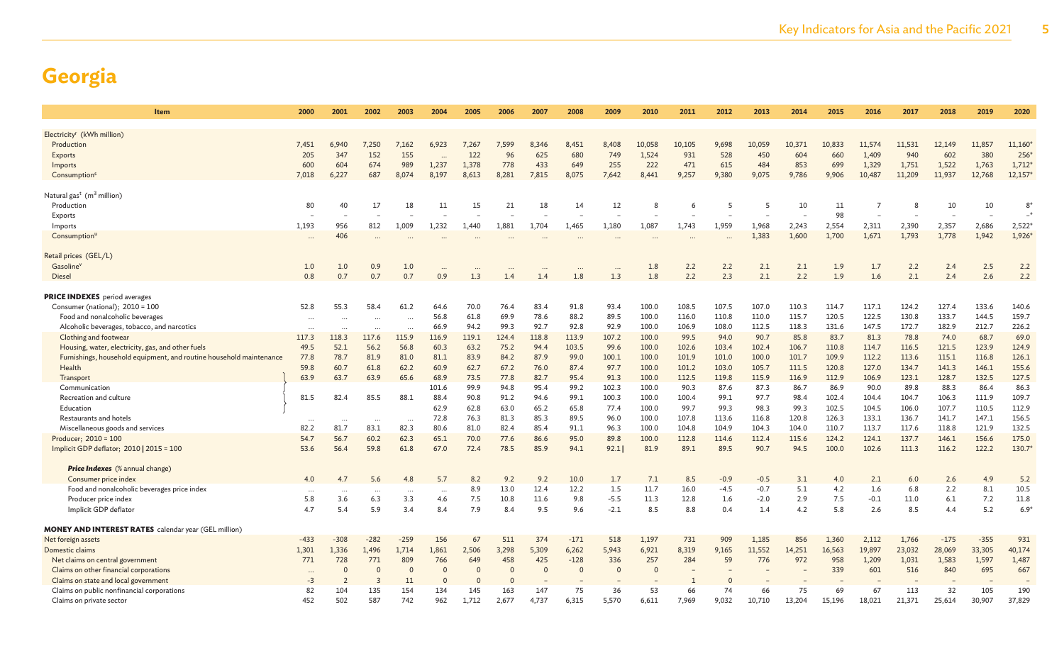# Georgia

| Item | 2000 | 2001 | 2002 | 2003 | 2004 | 2005 | 2006 | 2007 | 2008 | 2009 | 2010 | 2011 | 2012 | 2013 | 2014 | 2015 | 2016 | 2017 | 2018 | 2019 | 2020 |
|---|---|---|---|---|---|---|---|---|---|---|---|---|---|---|---|---|---|---|---|---|---|
| Electricity[r] (kWh million) | | | | | | | | | | | | | | | | | | | | | |
| Production | 7,451 | 6,940 | 7,250 | 7,162 | 6,923 | 7,267 | 7,599 | 8,346 | 8,451 | 8,408 | 10,058 | 10,105 | 9,698 | 10,059 | 10,371 | 10,833 | 11,574 | 11,531 | 12,149 | 11,857 | 11,160* |
| Exports | 205 | 347 | 152 | 155 | ... | 122 | 96 | 625 | 680 | 749 | 1,524 | 931 | 528 | 450 | 604 | 660 | 1,409 | 940 | 602 | 380 | 256* |
| Imports | 600 | 604 | 674 | 989 | 1,237 | 1,378 | 778 | 433 | 649 | 255 | 222 | 471 | 615 | 484 | 853 | 699 | 1,329 | 1,751 | 1,522 | 1,763 | 1,712* |
| Consumption[s] | 7,018 | 6,227 | 687 | 8,074 | 8,197 | 8,613 | 8,281 | 7,815 | 8,075 | 7,642 | 8,441 | 9,257 | 9,380 | 9,075 | 9,786 | 9,906 | 10,487 | 11,209 | 11,937 | 12,768 | 12,157* |
| Natural gas[t] ($m^3$ million) | | | | | | | | | | | | | | | | | | | | | |
| Production | 80 | 40 | 17 | 18 | 11 | 15 | 21 | 18 | 14 | 12 | 8 | 6 | 5 | 5 | 10 | 11 | 7 | 8 | 10 | 10 | 8* |
| Exports | – | – | – | – | – | – | – | – | – | – | – | – | – | – | – | 98 | – | – | – | – | –* |
| Imports | 1,193 | 956 | 812 | 1,009 | 1,232 | 1,440 | 1,881 | 1,704 | 1,465 | 1,180 | 1,087 | 1,743 | 1,959 | 1,968 | 2,243 | 2,554 | 2,311 | 2,390 | 2,357 | 2,686 | 2,522* |
| Consumption[u] | ... | 406 | ... | ... | ... | ... | ... | ... | ... | ... | ... | ... | ... | 1,383 | 1,600 | 1,700 | 1,671 | 1,793 | 1,778 | 1,942 | 1,926* |
| Retail prices (GEL/L) | | | | | | | | | | | | | | | | | | | | | |
| Gasoline[v] | 1.0 | 1.0 | 0.9 | 1.0 | ... | ... | ... | ... | ... | ... | 1.8 | 2.2 | 2.2 | 2.1 | 2.1 | 1.9 | 1.7 | 2.2 | 2.4 | 2.5 | 2.2 |
| Diesel | 0.8 | 0.7 | 0.7 | 0.7 | 0.9 | 1.3 | 1.4 | 1.4 | 1.8 | 1.3 | 1.8 | 2.2 | 2.3 | 2.1 | 2.2 | 1.9 | 1.6 | 2.1 | 2.4 | 2.6 | 2.2 |
| **PRICE INDEXES** period averages | | | | | | | | | | | | | | | | | | | | | |
| Consumer (national); 2010 = 100 | 52.8 | 55.3 | 58.4 | 61.2 | 64.6 | 70.0 | 76.4 | 83.4 | 91.8 | 93.4 | 100.0 | 108.5 | 107.5 | 107.0 | 110.3 | 114.7 | 117.1 | 124.2 | 127.4 | 133.6 | 140.6 |
| Food and nonalcoholic beverages | ... | ... | ... | ... | 56.8 | 61.8 | 69.9 | 78.6 | 88.2 | 89.5 | 100.0 | 116.0 | 110.8 | 110.0 | 115.7 | 120.5 | 122.5 | 130.8 | 133.7 | 144.5 | 159.7 |
| Alcoholic beverages, tobacco, and narcotics | ... | ... | ... | ... | 66.9 | 94.2 | 99.3 | 92.7 | 92.8 | 92.9 | 100.0 | 106.9 | 108.0 | 112.5 | 118.3 | 131.6 | 147.5 | 172.7 | 182.9 | 212.7 | 226.2 |
| Clothing and footwear | 117.3 | 118.3 | 117.6 | 115.9 | 116.9 | 119.1 | 124.4 | 118.8 | 113.9 | 107.2 | 100.0 | 99.5 | 94.0 | 90.7 | 85.8 | 83.7 | 81.3 | 78.8 | 74.0 | 68.7 | 69.0 |
| Housing, water, electricity, gas, and other fuels | 49.5 | 52.1 | 56.2 | 56.8 | 60.3 | 63.2 | 75.2 | 94.4 | 103.5 | 99.6 | 100.0 | 102.6 | 103.4 | 102.4 | 106.7 | 110.8 | 114.7 | 116.5 | 121.5 | 123.9 | 124.9 |
| Furnishings, household equipment, and routine household maintenance | 77.8 | 78.7 | 81.9 | 81.0 | 81.1 | 83.9 | 84.2 | 87.9 | 99.0 | 100.1 | 100.0 | 101.9 | 101.0 | 100.0 | 101.7 | 109.9 | 112.2 | 113.6 | 115.1 | 116.8 | 126.1 |
| Health | 59.8 | 60.7 | 61.8 | 62.2 | 60.9 | 62.7 | 67.2 | 76.0 | 87.4 | 97.7 | 100.0 | 101.2 | 103.0 | 105.7 | 111.5 | 120.8 | 127.0 | 134.7 | 141.3 | 146.1 | 155.6 |
| Transport | 63.9 | 63.7 | 63.9 | 65.6 | 68.9 | 73.5 | 77.8 | 82.7 | 95.4 | 91.3 | 100.0 | 112.5 | 119.8 | 115.9 | 116.9 | 112.9 | 106.9 | 123.1 | 128.7 | 132.5 | 127.5 |
| Communication | | | | | 101.6 | 99.9 | 94.8 | 95.4 | 99.2 | 102.3 | 100.0 | 90.3 | 87.6 | 87.3 | 86.7 | 86.9 | 90.0 | 89.8 | 88.3 | 86.4 | 86.3 |
| Recreation and culture | 81.5 | 82.4 | 85.5 | 88.1 | 88.4 | 90.8 | 91.2 | 94.6 | 99.1 | 100.3 | 100.0 | 100.4 | 99.1 | 97.7 | 98.4 | 102.4 | 104.4 | 104.7 | 106.3 | 111.9 | 109.7 |
| Education | | | | | 62.9 | 62.8 | 63.0 | 65.2 | 65.8 | 77.4 | 100.0 | 99.7 | 99.3 | 98.3 | 99.3 | 102.5 | 104.5 | 106.0 | 107.7 | 110.5 | 112.9 |
| Restaurants and hotels | ... | ... | ... | ... | 72.8 | 76.3 | 81.3 | 85.3 | 89.5 | 96.0 | 100.0 | 107.8 | 113.6 | 116.8 | 120.8 | 126.3 | 133.1 | 136.7 | 141.7 | 147.1 | 156.5 |
| Miscellaneous goods and services | 82.2 | 81.7 | 83.1 | 82.3 | 80.6 | 81.0 | 82.4 | 85.4 | 91.1 | 96.3 | 100.0 | 104.8 | 104.9 | 104.3 | 104.0 | 110.7 | 113.7 | 117.6 | 118.8 | 121.9 | 132.5 |
| Producer; 2010 = 100 | 54.7 | 56.7 | 60.2 | 62.3 | 65.1 | 70.0 | 77.6 | 86.6 | 95.0 | 89.8 | 100.0 | 112.8 | 114.6 | 112.4 | 115.6 | 124.2 | 124.1 | 137.7 | 146.1 | 156.6 | 175.0 |
| Implicit GDP deflator; 2010 \| 2015 = 100 | 53.6 | 56.4 | 59.8 | 61.8 | 67.0 | 72.4 | 78.5 | 85.9 | 94.1 | 92.1 \| | 81.9 | 89.1 | 89.5 | 90.7 | 94.5 | 100.0 | 102.6 | 111.3 | 116.2 | 122.2 | 130.7* |
| ***Price Indexes*** (% annual change) | | | | | | | | | | | | | | | | | | | | | |
| Consumer price index | 4.0 | 4.7 | 5.6 | 4.8 | 5.7 | 8.2 | 9.2 | 9.2 | 10.0 | 1.7 | 7.1 | 8.5 | -0.9 | -0.5 | 3.1 | 4.0 | 2.1 | 6.0 | 2.6 | 4.9 | 5.2 |
| Food and nonalcoholic beverages price index | ... | ... | ... | ... | ... | 8.9 | 13.0 | 12.4 | 12.2 | 1.5 | 11.7 | 16.0 | -4.5 | -0.7 | 5.1 | 4.2 | 1.6 | 6.8 | 2.2 | 8.1 | 10.5 |
| Producer price index | 5.8 | 3.6 | 6.3 | 3.3 | 4.6 | 7.5 | 10.8 | 11.6 | 9.8 | -5.5 | 11.3 | 12.8 | 1.6 | -2.0 | 2.9 | 7.5 | -0.1 | 11.0 | 6.1 | 7.2 | 11.8 |
| Implicit GDP deflator | 4.7 | 5.4 | 5.9 | 3.4 | 8.4 | 7.9 | 8.4 | 9.5 | 9.6 | -2.1 | 8.5 | 8.8 | 0.4 | 1.4 | 4.2 | 5.8 | 2.6 | 8.5 | 4.4 | 5.2 | 6.9* |
| **MONEY AND INTEREST RATES** calendar year (GEL million) | | | | | | | | | | | | | | | | | | | | | |
| Net foreign assets | -433 | -308 | -282 | -259 | 156 | 67 | 511 | 374 | -171 | 518 | 1,197 | 731 | 909 | 1,185 | 856 | 1,360 | 2,112 | 1,766 | -175 | -355 | 931 |
| Domestic claims | 1,301 | 1,336 | 1,496 | 1,714 | 1,861 | 2,506 | 3,298 | 5,309 | 6,262 | 5,943 | 6,921 | 8,319 | 9,165 | 11,552 | 14,251 | 16,563 | 19,897 | 23,032 | 28,069 | 33,305 | 40,174 |
| Net claims on central government | 771 | 728 | 771 | 809 | 766 | 649 | 458 | 425 | -128 | 336 | 257 | 284 | 59 | 776 | 972 | 958 | 1,209 | 1,031 | 1,583 | 1,597 | 1,487 |
| Claims on other financial corporations | ... | 0 | 0 | 0 | 0 | 0 | 0 | 0 | 0 | 0 | 0 | – | – | – | – | 339 | 601 | 516 | 840 | 695 | 667 |
| Claims on state and local government | -3 | 2 | 3 | 11 | 0 | 0 | 0 | – | – | – | – | 1 | 0 | – | – | – | – | – | – | – | – |
| Claims on public nonfinancial corporations | 82 | 104 | 135 | 154 | 134 | 145 | 163 | 147 | 75 | 36 | 53 | 66 | 74 | 66 | 75 | 69 | 67 | 113 | 32 | 105 | 190 |
| Claims on private sector | 452 | 502 | 587 | 742 | 962 | 1,712 | 2,677 | 4,737 | 6,315 | 5,570 | 6,611 | 7,969 | 9,032 | 10,710 | 13,204 | 15,196 | 18,021 | 21,371 | 25,614 | 30,907 | 37,829 |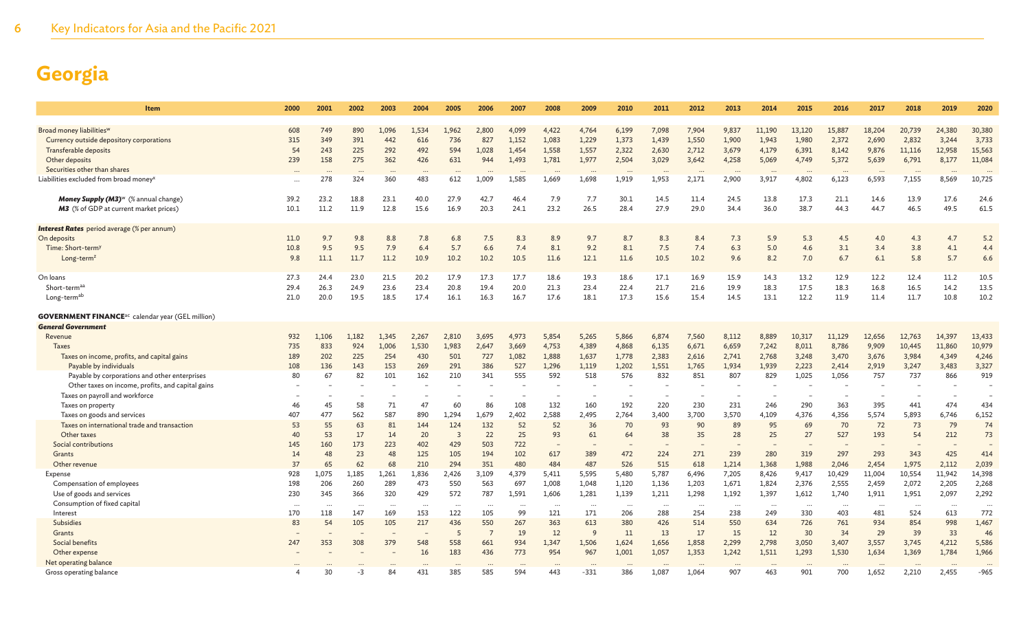# Georgia

| Item | 2000 | 2001 | 2002 | 2003 | 2004 | 2005 | 2006 | 2007 | 2008 | 2009 | 2010 | 2011 | 2012 | 2013 | 2014 | 2015 | 2016 | 2017 | 2018 | 2019 | 2020 |
|---|---|---|---|---|---|---|---|---|---|---|---|---|---|---|---|---|---|---|---|---|---|
| Broad money liabilities[w] | 608 | 749 | 890 | 1,096 | 1,534 | 1,962 | 2,800 | 4,099 | 4,422 | 4,764 | 6,199 | 7,098 | 7,904 | 9,837 | 11,190 | 13,120 | 15,887 | 18,204 | 20,739 | 24,380 | 30,380 |
| Currency outside depository corporations | 315 | 349 | 391 | 442 | 616 | 736 | 827 | 1,152 | 1,083 | 1,229 | 1,373 | 1,439 | 1,550 | 1,900 | 1,943 | 1,980 | 2,372 | 2,690 | 2,832 | 3,244 | 3,733 |
| Transferable deposits | 54 | 243 | 225 | 292 | 492 | 594 | 1,028 | 1,454 | 1,558 | 1,557 | 2,322 | 2,630 | 2,712 | 3,679 | 4,179 | 6,391 | 8,142 | 9,876 | 11,116 | 12,958 | 15,563 |
| Other deposits | 239 | 158 | 275 | 362 | 426 | 631 | 944 | 1,493 | 1,781 | 1,977 | 2,504 | 3,029 | 3,642 | 4,258 | 5,069 | 4,749 | 5,372 | 5,639 | 6,791 | 8,177 | 11,084 |
| Securities other than shares | ... | ... | ... | ... | ... | ... | ... | ... | ... | ... | ... | ... | ... | ... | ... | ... | ... | ... | ... | ... | ... |
| Liabilities excluded from broad money[x] | ... | 278 | 324 | 360 | 483 | 612 | 1,009 | 1,585 | 1,669 | 1,698 | 1,919 | 1,953 | 2,171 | 2,900 | 3,917 | 4,802 | 6,123 | 6,593 | 7,155 | 8,569 | 10,725 |
| ***Money Supply (M3)***[w] (% annual change) | 39.2 | 23.2 | 18.8 | 23.1 | 40.0 | 27.9 | 42.7 | 46.4 | 7.9 | 7.7 | 30.1 | 14.5 | 11.4 | 24.5 | 13.8 | 17.3 | 21.1 | 14.6 | 13.9 | 17.6 | 24.6 |
| ***M3*** (% of GDP at current market prices) | 10.1 | 11.2 | 11.9 | 12.8 | 15.6 | 16.9 | 20.3 | 24.1 | 23.2 | 26.5 | 28.4 | 27.9 | 29.0 | 34.4 | 36.0 | 38.7 | 44.3 | 44.7 | 46.5 | 49.5 | 61.5 |
| ***Interest Rates*** period average (% per annum) | | | | | | | | | | | | | | | | | | | | | |
| On deposits | 11.0 | 9.7 | 9.8 | 8.8 | 7.8 | 6.8 | 7.5 | 8.3 | 8.9 | 9.7 | 8.7 | 8.3 | 8.4 | 7.3 | 5.9 | 5.3 | 4.5 | 4.0 | 4.3 | 4.7 | 5.2 |
| Time: Short-term[y] | 10.8 | 9.5 | 9.5 | 7.9 | 6.4 | 5.7 | 6.6 | 7.4 | 8.1 | 9.2 | 8.1 | 7.5 | 7.4 | 6.3 | 5.0 | 4.6 | 3.1 | 3.4 | 3.8 | 4.1 | 4.4 |
| Long-term[z] | 9.8 | 11.1 | 11.7 | 11.2 | 10.9 | 10.2 | 10.2 | 10.5 | 11.6 | 12.1 | 11.6 | 10.5 | 10.2 | 9.6 | 8.2 | 7.0 | 6.7 | 6.1 | 5.8 | 5.7 | 6.6 |
| On loans | 27.3 | 24.4 | 23.0 | 21.5 | 20.2 | 17.9 | 17.3 | 17.7 | 18.6 | 19.3 | 18.6 | 17.1 | 16.9 | 15.9 | 14.3 | 13.2 | 12.9 | 12.2 | 12.4 | 11.2 | 10.5 |
| Short-term[aa] | 29.4 | 26.3 | 24.9 | 23.6 | 23.4 | 20.8 | 19.4 | 20.0 | 21.3 | 23.4 | 22.4 | 21.7 | 21.6 | 19.9 | 18.3 | 17.5 | 18.3 | 16.8 | 16.5 | 14.2 | 13.5 |
| Long-term[ab] | 21.0 | 20.0 | 19.5 | 18.5 | 17.4 | 16.1 | 16.3 | 16.7 | 17.6 | 18.1 | 17.3 | 15.6 | 15.4 | 14.5 | 13.1 | 12.2 | 11.9 | 11.4 | 11.7 | 10.8 | 10.2 |
| **GOVERNMENT FINANCE**[ac] calendar year (GEL million) | | | | | | | | | | | | | | | | | | | | | |
| ***General Government*** | | | | | | | | | | | | | | | | | | | | | |
| Revenue | 932 | 1,106 | 1,182 | 1,345 | 2,267 | 2,810 | 3,695 | 4,973 | 5,854 | 5,265 | 5,866 | 6,874 | 7,560 | 8,112 | 8,889 | 10,317 | 11,129 | 12,656 | 12,763 | 14,397 | 13,433 |
| Taxes | 735 | 833 | 924 | 1,006 | 1,530 | 1,983 | 2,647 | 3,669 | 4,753 | 4,389 | 4,868 | 6,135 | 6,671 | 6,659 | 7,242 | 8,011 | 8,786 | 9,909 | 10,445 | 11,860 | 10,979 |
| Taxes on income, profits, and capital gains | 189 | 202 | 225 | 254 | 430 | 501 | 727 | 1,082 | 1,888 | 1,637 | 1,778 | 2,383 | 2,616 | 2,741 | 2,768 | 3,248 | 3,470 | 3,676 | 3,984 | 4,349 | 4,246 |
| Payable by individuals | 108 | 136 | 143 | 153 | 269 | 291 | 386 | 527 | 1,296 | 1,119 | 1,202 | 1,551 | 1,765 | 1,934 | 1,939 | 2,223 | 2,414 | 2,919 | 3,247 | 3,483 | 3,327 |
| Payable by corporations and other enterprises | 80 | 67 | 82 | 101 | 162 | 210 | 341 | 555 | 592 | 518 | 576 | 832 | 851 | 807 | 829 | 1,025 | 1,056 | 757 | 737 | 866 | 919 |
| Other taxes on income, profits, and capital gains | – | – | – | – | – | – | – | – | – | – | – | – | – | – | – | – | – | – | – | – | – |
| Taxes on payroll and workforce | – | – | – | – | – | – | – | – | – | – | – | – | – | – | – | – | – | – | – | – | – |
| Taxes on property | 46 | 45 | 58 | 71 | 47 | 60 | 86 | 108 | 132 | 160 | 192 | 220 | 230 | 231 | 246 | 290 | 363 | 395 | 441 | 474 | 434 |
| Taxes on goods and services | 407 | 477 | 562 | 587 | 890 | 1,294 | 1,679 | 2,402 | 2,588 | 2,495 | 2,764 | 3,400 | 3,700 | 3,570 | 4,109 | 4,376 | 4,356 | 5,574 | 5,893 | 6,746 | 6,152 |
| Taxes on international trade and transaction | 53 | 55 | 63 | 81 | 144 | 124 | 132 | 52 | 52 | 36 | 70 | 93 | 90 | 89 | 95 | 69 | 70 | 72 | 73 | 79 | 74 |
| Other taxes | 40 | 53 | 17 | 14 | 20 | 3 | 22 | 25 | 93 | 61 | 64 | 38 | 35 | 28 | 25 | 27 | 527 | 193 | 54 | 212 | 73 |
| Social contributions | 145 | 160 | 173 | 223 | 402 | 429 | 503 | 722 | – | – | – | – | – | – | – | – | – | – | – | – | – |
| Grants | 14 | 48 | 23 | 48 | 125 | 105 | 194 | 102 | 617 | 389 | 472 | 224 | 271 | 239 | 280 | 319 | 297 | 293 | 343 | 425 | 414 |
| Other revenue | 37 | 65 | 62 | 68 | 210 | 294 | 351 | 480 | 484 | 487 | 526 | 515 | 618 | 1,214 | 1,368 | 1,988 | 2,046 | 2,454 | 1,975 | 2,112 | 2,039 |
| Expense | 928 | 1,075 | 1,185 | 1,261 | 1,836 | 2,426 | 3,109 | 4,379 | 5,411 | 5,595 | 5,480 | 5,787 | 6,496 | 7,205 | 8,426 | 9,417 | 10,429 | 11,004 | 10,554 | 11,942 | 14,398 |
| Compensation of employees | 198 | 206 | 260 | 289 | 473 | 550 | 563 | 697 | 1,008 | 1,048 | 1,120 | 1,136 | 1,203 | 1,671 | 1,824 | 2,376 | 2,555 | 2,459 | 2,072 | 2,205 | 2,268 |
| Use of goods and services | 230 | 345 | 366 | 320 | 429 | 572 | 787 | 1,591 | 1,606 | 1,281 | 1,139 | 1,211 | 1,298 | 1,192 | 1,397 | 1,612 | 1,740 | 1,911 | 1,951 | 2,097 | 2,292 |
| Consumption of fixed capital | ... | ... | ... | ... | ... | ... | ... | ... | ... | ... | ... | ... | ... | ... | ... | ... | ... | ... | ... | ... | ... |
| Interest | 170 | 118 | 147 | 169 | 153 | 122 | 105 | 99 | 121 | 171 | 206 | 288 | 254 | 238 | 249 | 330 | 403 | 481 | 524 | 613 | 772 |
| Subsidies | 83 | 54 | 105 | 105 | 217 | 436 | 550 | 267 | 363 | 613 | 380 | 426 | 514 | 550 | 634 | 726 | 761 | 934 | 854 | 998 | 1,467 |
| Grants | – | – | – | – | – | 5 | 7 | 19 | 12 | 9 | 11 | 13 | 17 | 15 | 12 | 30 | 34 | 29 | 39 | 33 | 46 |
| Social benefits | 247 | 353 | 308 | 379 | 548 | 558 | 661 | 934 | 1,347 | 1,506 | 1,624 | 1,656 | 1,858 | 2,299 | 2,798 | 3,050 | 3,407 | 3,557 | 3,745 | 4,212 | 5,586 |
| Other expense | – | – | – | – | 16 | 183 | 436 | 773 | 954 | 967 | 1,001 | 1,057 | 1,353 | 1,242 | 1,511 | 1,293 | 1,530 | 1,634 | 1,369 | 1,784 | 1,966 |
| Net operating balance | ... | ... | ... | ... | ... | ... | ... | ... | ... | ... | ... | ... | ... | ... | ... | ... | ... | ... | ... | ... | ... |
| Gross operating balance | 4 | 30 | -3 | 84 | 431 | 385 | 585 | 594 | 443 | -331 | 386 | 1,087 | 1,064 | 907 | 463 | 901 | 700 | 1,652 | 2,210 | 2,455 | -965 |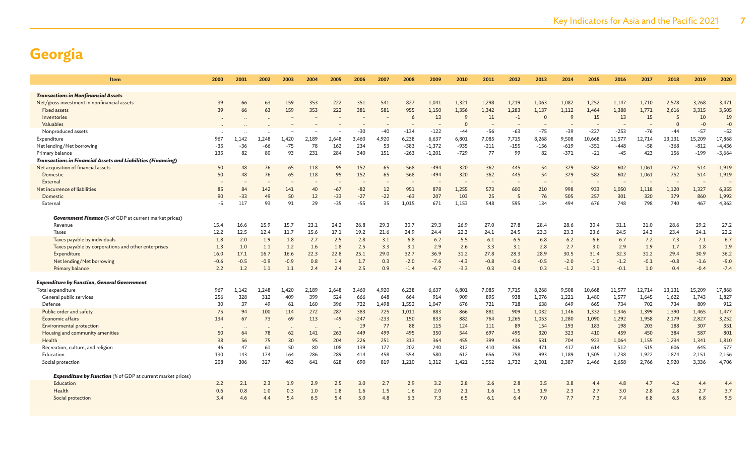# Georgia

| Item | 2000 | 2001 | 2002 | 2003 | 2004 | 2005 | 2006 | 2007 | 2008 | 2009 | 2010 | 2011 | 2012 | 2013 | 2014 | 2015 | 2016 | 2017 | 2018 | 2019 | 2020 |
|---|---|---|---|---|---|---|---|---|---|---|---|---|---|---|---|---|---|---|---|---|---|
| ***Transactions in Nonfinancial Assets*** | | | | | | | | | | | | | | | | | | | | | |
| Net/gross investment in nonfinancial assets | 39 | 66 | 63 | 159 | 353 | 222 | 351 | 541 | 827 | 1,041 | 1,321 | 1,298 | 1,219 | 1,063 | 1,082 | 1,252 | 1,147 | 1,710 | 2,578 | 3,268 | 3,471 |
| Fixed assets | 39 | 66 | 63 | 159 | 353 | 222 | 381 | 581 | 955 | 1,150 | 1,356 | 1,342 | 1,283 | 1,137 | 1,112 | 1,464 | 1,388 | 1,771 | 2,616 | 3,315 | 3,505 |
| Inventories | .. | .. | .. | – | – | – | – | – | 6 | 13 | 9 | 11 | -1 | 0 | 9 | 15 | 13 | 15 | 5 | 10 | 19 |
| Valuables | .. | .. | .. | – | – | – | – | – | – | – | 0 | – | – | – | – | – | – | – | 0 | -0 | -0 |
| Nonproduced assets | .. | .. | .. | – | – | – | -30 | -40 | -134 | -122 | -44 | -56 | -63 | -75 | -39 | -227 | -253 | -76 | -44 | -57 | -52 |
| Expenditure | 967 | 1,142 | 1,248 | 1,420 | 2,189 | 2,648 | 3,460 | 4,920 | 6,238 | 6,637 | 6,801 | 7,085 | 7,715 | 8,268 | 9,508 | 10,668 | 11,577 | 12,714 | 13,131 | 15,209 | 17,868 |
| Net lending/Net borrowing | -35 | -36 | -66 | -75 | 78 | 162 | 234 | 53 | -383 | -1,372 | -935 | -211 | -155 | -156 | -619 | -351 | -448 | -58 | -368 | -812 | -4,436 |
| Primary balance | 135 | 82 | 80 | 93 | 231 | 284 | 340 | 151 | -263 | -1,201 | -729 | 77 | 99 | 82 | -371 | -21 | -45 | 423 | 156 | -199 | -3,664 |
| ***Transactions in Financial Assets and Liabilities (Financing)*** | | | | | | | | | | | | | | | | | | | | | |
| Net acquisition of financial assets | 50 | 48 | 76 | 65 | 118 | 95 | 152 | 65 | 568 | -494 | 320 | 362 | 445 | 54 | 379 | 582 | 602 | 1,061 | 752 | 514 | 1,919 |
| Domestic | 50 | 48 | 76 | 65 | 118 | 95 | 152 | 65 | 568 | -494 | 320 | 362 | 445 | 54 | 379 | 582 | 602 | 1,061 | 752 | 514 | 1,919 |
| External | – | – | – | – | – | – | – | – | – | – | – | – | – | – | – | – | – | – | – | – | – |
| Net incurrence of liabilities | 85 | 84 | 142 | 141 | 40 | -67 | -82 | 12 | 951 | 878 | 1,255 | 573 | 600 | 210 | 998 | 933 | 1,050 | 1,118 | 1,120 | 1,327 | 6,355 |
| Domestic | 90 | -33 | 49 | 50 | 12 | -33 | -27 | -22 | -63 | 207 | 103 | 25 | 5 | 76 | 505 | 257 | 301 | 320 | 379 | 860 | 1,992 |
| External | -5 | 117 | 93 | 91 | 29 | -35 | -55 | 35 | 1,015 | 671 | 1,153 | 548 | 595 | 134 | 494 | 676 | 748 | 798 | 740 | 467 | 4,362 |
| ***Government Finance*** (% of GDP at current market prices) | | | | | | | | | | | | | | | | | | | | | |
| Revenue | 15.4 | 16.6 | 15.9 | 15.7 | 23.1 | 24.2 | 26.8 | 29.3 | 30.7 | 29.3 | 26.9 | 27.0 | 27.8 | 28.4 | 28.6 | 30.4 | 31.1 | 31.0 | 28.6 | 29.2 | 27.2 |
| Taxes | 12.2 | 12.5 | 12.4 | 11.7 | 15.6 | 17.1 | 19.2 | 21.6 | 24.9 | 24.4 | 22.3 | 24.1 | 24.5 | 23.3 | 23.3 | 23.6 | 24.5 | 24.3 | 23.4 | 24.1 | 22.2 |
| Taxes payable by individuals | 1.8 | 2.0 | 1.9 | 1.8 | 2.7 | 2.5 | 2.8 | 3.1 | 6.8 | 6.2 | 5.5 | 6.1 | 6.5 | 6.8 | 6.2 | 6.6 | 6.7 | 7.2 | 7.3 | 7.1 | 6.7 |
| Taxes payable by corporations and other enterprises | 1.3 | 1.0 | 1.1 | 1.2 | 1.6 | 1.8 | 2.5 | 3.3 | 3.1 | 2.9 | 2.6 | 3.3 | 3.1 | 2.8 | 2.7 | 3.0 | 2.9 | 1.9 | 1.7 | 1.8 | 1.9 |
| Expenditure | 16.0 | 17.1 | 16.7 | 16.6 | 22.3 | 22.8 | 25.1 | 29.0 | 32.7 | 36.9 | 31.2 | 27.8 | 28.3 | 28.9 | 30.5 | 31.4 | 32.3 | 31.2 | 29.4 | 30.9 | 36.2 |
| Net lending/Net borrowing | -0.6 | -0.5 | -0.9 | -0.9 | 0.8 | 1.4 | 1.7 | 0.3 | -2.0 | -7.6 | -4.3 | -0.8 | -0.6 | -0.5 | -2.0 | -1.0 | -1.2 | -0.1 | -0.8 | -1.6 | -9.0 |
| Primary balance | 2.2 | 1.2 | 1.1 | 1.1 | 2.4 | 2.4 | 2.5 | 0.9 | -1.4 | -6.7 | -3.3 | 0.3 | 0.4 | 0.3 | -1.2 | -0.1 | -0.1 | 1.0 | 0.4 | -0.4 | -7.4 |
| ***Expenditure by Function, General Government*** | | | | | | | | | | | | | | | | | | | | | |
| Total expenditure | 967 | 1,142 | 1,248 | 1,420 | 2,189 | 2,648 | 3,460 | 4,920 | 6,238 | 6,637 | 6,801 | 7,085 | 7,715 | 8,268 | 9,508 | 10,668 | 11,577 | 12,714 | 13,131 | 15,209 | 17,868 |
| General public services | 256 | 328 | 312 | 409 | 399 | 524 | 666 | 648 | 664 | 914 | 909 | 895 | 938 | 1,076 | 1,221 | 1,480 | 1,577 | 1,645 | 1,622 | 1,743 | 1,827 |
| Defense | 30 | 37 | 49 | 61 | 160 | 396 | 722 | 1,498 | 1,552 | 1,047 | 676 | 721 | 718 | 638 | 649 | 665 | 734 | 702 | 734 | 809 | 912 |
| Public order and safety | 75 | 94 | 100 | 114 | 272 | 287 | 383 | 725 | 1,011 | 883 | 866 | 881 | 909 | 1,032 | 1,146 | 1,332 | 1,346 | 1,399 | 1,390 | 1,465 | 1,477 |
| Economic affairs | 134 | 67 | 73 | 69 | 113 | -49 | -247 | -233 | 150 | 833 | 882 | 764 | 1,265 | 1,053 | 1,280 | 1,090 | 1,292 | 1,958 | 2,179 | 2,827 | 3,252 |
| Environmental protection | .. | .. | .. | .. | .. | .. | 19 | 77 | 88 | 115 | 124 | 111 | 89 | 154 | 193 | 183 | 198 | 203 | 188 | 307 | 351 |
| Housing and community amenities | 50 | 64 | 78 | 62 | 141 | 263 | 449 | 499 | 495 | 350 | 544 | 697 | 495 | 320 | 323 | 410 | 459 | 450 | 384 | 587 | 801 |
| Health | 38 | 56 | 75 | 30 | 95 | 204 | 226 | 251 | 313 | 364 | 455 | 399 | 416 | 531 | 704 | 923 | 1,064 | 1,155 | 1,234 | 1,341 | 1,810 |
| Recreation, culture, and religion | 46 | 47 | 61 | 50 | 80 | 108 | 139 | 177 | 202 | 240 | 312 | 410 | 396 | 471 | 417 | 614 | 512 | 515 | 606 | 645 | 577 |
| Education | 130 | 143 | 174 | 164 | 286 | 289 | 414 | 458 | 554 | 580 | 612 | 656 | 758 | 993 | 1,189 | 1,505 | 1,738 | 1,922 | 1,874 | 2,151 | 2,156 |
| Social protection | 208 | 306 | 327 | 463 | 641 | 628 | 690 | 819 | 1,210 | 1,312 | 1,421 | 1,552 | 1,732 | 2,001 | 2,387 | 2,466 | 2,658 | 2,766 | 2,920 | 3,336 | 4,706 |
| ***Expenditure by Function*** (% of GDP at current market prices) | | | | | | | | | | | | | | | | | | | | | |
| Education | 2.2 | 2.1 | 2.3 | 1.9 | 2.9 | 2.5 | 3.0 | 2.7 | 2.9 | 3.2 | 2.8 | 2.6 | 2.8 | 3.5 | 3.8 | 4.4 | 4.8 | 4.7 | 4.2 | 4.4 | 4.4 |
| Health | 0.6 | 0.8 | 1.0 | 0.3 | 1.0 | 1.8 | 1.6 | 1.5 | 1.6 | 2.0 | 2.1 | 1.6 | 1.5 | 1.9 | 2.3 | 2.7 | 3.0 | 2.8 | 2.8 | 2.7 | 3.7 |
| Social protection | 3.4 | 4.6 | 4.4 | 5.4 | 6.5 | 5.4 | 5.0 | 4.8 | 6.3 | 7.3 | 6.5 | 6.1 | 6.4 | 7.0 | 7.7 | 7.3 | 7.4 | 6.8 | 6.5 | 6.8 | 9.5 |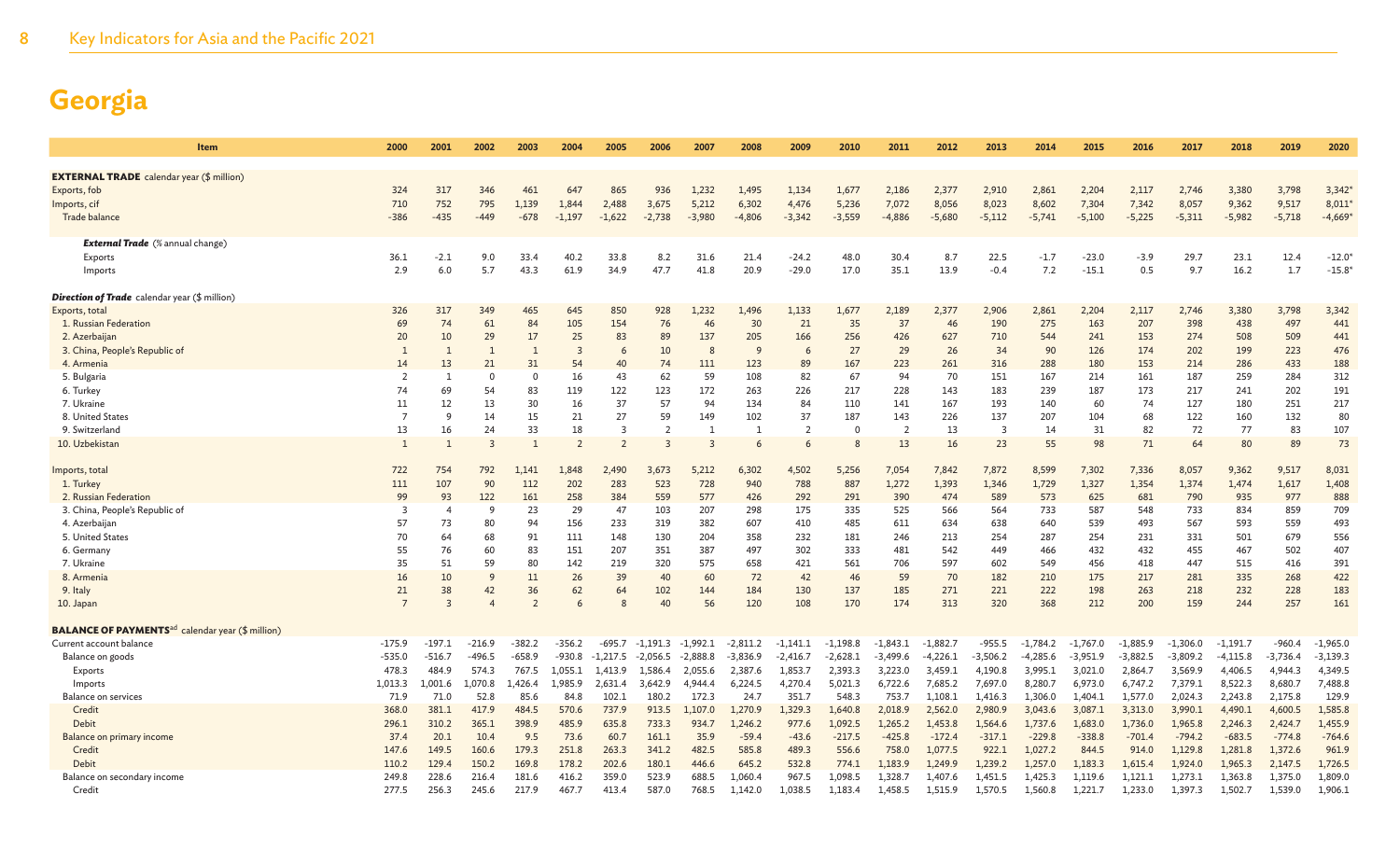# Georgia

| Item | 2000 | 2001 | 2002 | 2003 | 2004 | 2005 | 2006 | 2007 | 2008 | 2009 | 2010 | 2011 | 2012 | 2013 | 2014 | 2015 | 2016 | 2017 | 2018 | 2019 | 2020 |
|---|---|---|---|---|---|---|---|---|---|---|---|---|---|---|---|---|---|---|---|---|---|
| **EXTERNAL TRADE** calendar year ($ million) | | | | | | | | | | | | | | | | | | | | | |
| Exports, fob | 324 | 317 | 346 | 461 | 647 | 865 | 936 | 1,232 | 1,495 | 1,134 | 1,677 | 2,186 | 2,377 | 2,910 | 2,861 | 2,204 | 2,117 | 2,746 | 3,380 | 3,798 | 3,342* |
| Imports, cif | 710 | 752 | 795 | 1,139 | 1,844 | 2,488 | 3,675 | 5,212 | 6,302 | 4,476 | 5,236 | 7,072 | 8,056 | 8,023 | 8,602 | 7,304 | 7,342 | 8,057 | 9,362 | 9,517 | 8,011* |
| Trade balance | -386 | -435 | -449 | -678 | -1,197 | -1,622 | -2,738 | -3,980 | -4,806 | -3,342 | -3,559 | -4,886 | -5,680 | -5,112 | -5,741 | -5,100 | -5,225 | -5,311 | -5,982 | -5,718 | -4,669* |
| ***External Trade*** (% annual change) | | | | | | | | | | | | | | | | | | | | | |
| Exports | 36.1 | -2.1 | 9.0 | 33.4 | 40.2 | 33.8 | 8.2 | 31.6 | 21.4 | -24.2 | 48.0 | 30.4 | 8.7 | 22.5 | -1.7 | -23.0 | -3.9 | 29.7 | 23.1 | 12.4 | -12.0* |
| Imports | 2.9 | 6.0 | 5.7 | 43.3 | 61.9 | 34.9 | 47.7 | 41.8 | 20.9 | -29.0 | 17.0 | 35.1 | 13.9 | -0.4 | 7.2 | -15.1 | 0.5 | 9.7 | 16.2 | 1.7 | -15.8* |
| ***Direction of Trade*** calendar year ($ million) | | | | | | | | | | | | | | | | | | | | | |
| Exports, total | 326 | 317 | 349 | 465 | 645 | 850 | 928 | 1,232 | 1,496 | 1,133 | 1,677 | 2,189 | 2,377 | 2,906 | 2,861 | 2,204 | 2,117 | 2,746 | 3,380 | 3,798 | 3,342 |
| 1. Russian Federation | 69 | 74 | 61 | 84 | 105 | 154 | 76 | 46 | 30 | 21 | 35 | 37 | 46 | 190 | 275 | 163 | 207 | 398 | 438 | 497 | 441 |
| 2. Azerbaijan | 20 | 10 | 29 | 17 | 25 | 83 | 89 | 137 | 205 | 166 | 256 | 426 | 627 | 710 | 544 | 241 | 153 | 274 | 508 | 509 | 441 |
| 3. China, People's Republic of | 1 | 1 | 1 | 1 | 3 | 6 | 10 | 8 | 9 | 6 | 27 | 29 | 26 | 34 | 90 | 126 | 174 | 202 | 199 | 223 | 476 |
| 4. Armenia | 14 | 13 | 21 | 31 | 54 | 40 | 74 | 111 | 123 | 89 | 167 | 223 | 261 | 316 | 288 | 180 | 153 | 214 | 286 | 433 | 188 |
| 5. Bulgaria | 2 | 1 | 0 | 0 | 16 | 43 | 62 | 59 | 108 | 82 | 67 | 94 | 70 | 151 | 167 | 214 | 161 | 187 | 259 | 284 | 312 |
| 6. Turkey | 74 | 69 | 54 | 83 | 119 | 122 | 123 | 172 | 263 | 226 | 217 | 228 | 143 | 183 | 239 | 187 | 173 | 217 | 241 | 202 | 191 |
| 7. Ukraine | 11 | 12 | 13 | 30 | 16 | 37 | 57 | 94 | 134 | 84 | 110 | 141 | 167 | 193 | 140 | 60 | 74 | 127 | 180 | 251 | 217 |
| 8. United States | 7 | 9 | 14 | 15 | 21 | 27 | 59 | 149 | 102 | 37 | 187 | 143 | 226 | 137 | 207 | 104 | 68 | 122 | 160 | 132 | 80 |
| 9. Switzerland | 13 | 16 | 24 | 33 | 18 | 3 | 2 | 1 | 1 | 2 | 0 | 2 | 13 | 3 | 14 | 31 | 82 | 72 | 77 | 83 | 107 |
| 10. Uzbekistan | 1 | 1 | 3 | 1 | 2 | 2 | 3 | 3 | 6 | 6 | 8 | 13 | 16 | 23 | 55 | 98 | 71 | 64 | 80 | 89 | 73 |
| Imports, total | 722 | 754 | 792 | 1,141 | 1,848 | 2,490 | 3,673 | 5,212 | 6,302 | 4,502 | 5,256 | 7,054 | 7,842 | 7,872 | 8,599 | 7,302 | 7,336 | 8,057 | 9,362 | 9,517 | 8,031 |
| 1. Turkey | 111 | 107 | 90 | 112 | 202 | 283 | 523 | 728 | 940 | 788 | 887 | 1,272 | 1,393 | 1,346 | 1,729 | 1,327 | 1,354 | 1,374 | 1,474 | 1,617 | 1,408 |
| 2. Russian Federation | 99 | 93 | 122 | 161 | 258 | 384 | 559 | 577 | 426 | 292 | 291 | 390 | 474 | 589 | 573 | 625 | 681 | 790 | 935 | 977 | 888 |
| 3. China, People's Republic of | 3 | 4 | 9 | 23 | 29 | 47 | 103 | 207 | 298 | 175 | 335 | 525 | 566 | 564 | 733 | 587 | 548 | 733 | 834 | 859 | 709 |
| 4. Azerbaijan | 57 | 73 | 80 | 94 | 156 | 233 | 319 | 382 | 607 | 410 | 485 | 611 | 634 | 638 | 640 | 539 | 493 | 567 | 593 | 559 | 493 |
| 5. United States | 70 | 64 | 68 | 91 | 111 | 148 | 130 | 204 | 358 | 232 | 181 | 246 | 213 | 254 | 287 | 254 | 231 | 331 | 501 | 679 | 556 |
| 6. Germany | 55 | 76 | 60 | 83 | 151 | 207 | 351 | 387 | 497 | 302 | 333 | 481 | 542 | 449 | 466 | 432 | 432 | 455 | 467 | 502 | 407 |
| 7. Ukraine | 35 | 51 | 59 | 80 | 142 | 219 | 320 | 575 | 658 | 421 | 561 | 706 | 597 | 602 | 549 | 456 | 418 | 447 | 515 | 416 | 391 |
| 8. Armenia | 16 | 10 | 9 | 11 | 26 | 39 | 40 | 60 | 72 | 42 | 46 | 59 | 70 | 182 | 210 | 175 | 217 | 281 | 335 | 268 | 422 |
| 9. Italy | 21 | 38 | 42 | 36 | 62 | 64 | 102 | 144 | 184 | 130 | 137 | 185 | 271 | 221 | 222 | 198 | 263 | 218 | 232 | 228 | 183 |
| 10. Japan | 7 | 3 | 4 | 2 | 6 | 8 | 40 | 56 | 120 | 108 | 170 | 174 | 313 | 320 | 368 | 212 | 200 | 159 | 244 | 257 | 161 |
| **BALANCE OF PAYMENTS**[ad] calendar year ($ million) | | | | | | | | | | | | | | | | | | | | | |
| Current account balance | -175.9 | -197.1 | -216.9 | -382.2 | -356.2 | -695.7 | -1,191.3 | -1,992.1 | -2,811.2 | -1,141.1 | -1,198.8 | -1,843.1 | -1,882.7 | -955.5 | -1,784.2 | -1,767.0 | -1,885.9 | -1,306.0 | -1,191.7 | -960.4 | -1,965.0 |
| Balance on goods | -535.0 | -516.7 | -496.5 | -658.9 | -930.8 | -1,217.5 | -2,056.5 | -2,888.8 | -3,836.9 | -2,416.7 | -2,628.1 | -3,499.6 | -4,226.1 | -3,506.2 | -4,285.6 | -3,951.9 | -3,882.5 | -3,809.2 | -4,115.8 | -3,736.4 | -3,139.3 |
| Exports | 478.3 | 484.9 | 574.3 | 767.5 | 1,055.1 | 1,413.9 | 1,586.4 | 2,055.6 | 2,387.6 | 1,853.7 | 2,393.3 | 3,223.0 | 3,459.1 | 4,190.8 | 3,995.1 | 3,021.0 | 2,864.7 | 3,569.9 | 4,406.5 | 4,944.3 | 4,349.5 |
| Imports | 1,013.3 | 1,001.6 | 1,070.8 | 1,426.4 | 1,985.9 | 2,631.4 | 3,642.9 | 4,944.4 | 6,224.5 | 4,270.4 | 5,021.3 | 6,722.6 | 7,685.2 | 7,697.0 | 8,280.7 | 6,973.0 | 6,747.2 | 7,379.1 | 8,522.3 | 8,680.7 | 7,488.8 |
| Balance on services | 71.9 | 71.0 | 52.8 | 85.6 | 84.8 | 102.1 | 180.2 | 172.3 | 24.7 | 351.7 | 548.3 | 753.7 | 1,108.1 | 1,416.3 | 1,306.0 | 1,404.1 | 1,577.0 | 2,024.3 | 2,243.8 | 2,175.8 | 129.9 |
| Credit | 368.0 | 381.1 | 417.9 | 484.5 | 570.6 | 737.9 | 913.5 | 1,107.0 | 1,270.9 | 1,329.3 | 1,640.8 | 2,018.9 | 2,562.0 | 2,980.9 | 3,043.6 | 3,087.1 | 3,313.0 | 3,990.1 | 4,490.1 | 4,600.5 | 1,585.8 |
| Debit | 296.1 | 310.2 | 365.1 | 398.9 | 485.9 | 635.8 | 733.3 | 934.7 | 1,246.2 | 977.6 | 1,092.5 | 1,265.2 | 1,453.8 | 1,564.6 | 1,737.6 | 1,683.0 | 1,736.0 | 1,965.8 | 2,246.3 | 2,424.7 | 1,455.9 |
| Balance on primary income | 37.4 | 20.1 | 10.4 | 9.5 | 73.6 | 60.7 | 161.1 | 35.9 | -59.4 | -43.6 | -217.5 | -425.8 | -172.4 | -317.1 | -229.8 | -338.8 | -701.4 | -794.2 | -683.5 | -774.8 | -764.6 |
| Credit | 147.6 | 149.5 | 160.6 | 179.3 | 251.8 | 263.3 | 341.2 | 482.5 | 585.8 | 489.3 | 556.6 | 758.0 | 1,077.5 | 922.1 | 1,027.2 | 844.5 | 914.0 | 1,129.8 | 1,281.8 | 1,372.6 | 961.9 |
| Debit | 110.2 | 129.4 | 150.2 | 169.8 | 178.2 | 202.6 | 180.1 | 446.6 | 645.2 | 532.8 | 774.1 | 1,183.9 | 1,249.9 | 1,239.2 | 1,257.0 | 1,183.3 | 1,615.4 | 1,924.0 | 1,965.3 | 2,147.5 | 1,726.5 |
| Balance on secondary income | 249.8 | 228.6 | 216.4 | 181.6 | 416.2 | 359.0 | 523.9 | 688.5 | 1,060.4 | 967.5 | 1,098.5 | 1,328.7 | 1,407.6 | 1,451.5 | 1,425.3 | 1,119.6 | 1,121.1 | 1,273.1 | 1,363.8 | 1,375.0 | 1,809.0 |
| Credit | 277.5 | 256.3 | 245.6 | 217.9 | 467.7 | 413.4 | 587.0 | 768.5 | 1,142.0 | 1,038.5 | 1,183.4 | 1,458.5 | 1,515.9 | 1,570.5 | 1,560.8 | 1,221.7 | 1,233.0 | 1,397.3 | 1,502.7 | 1,539.0 | 1,906.1 |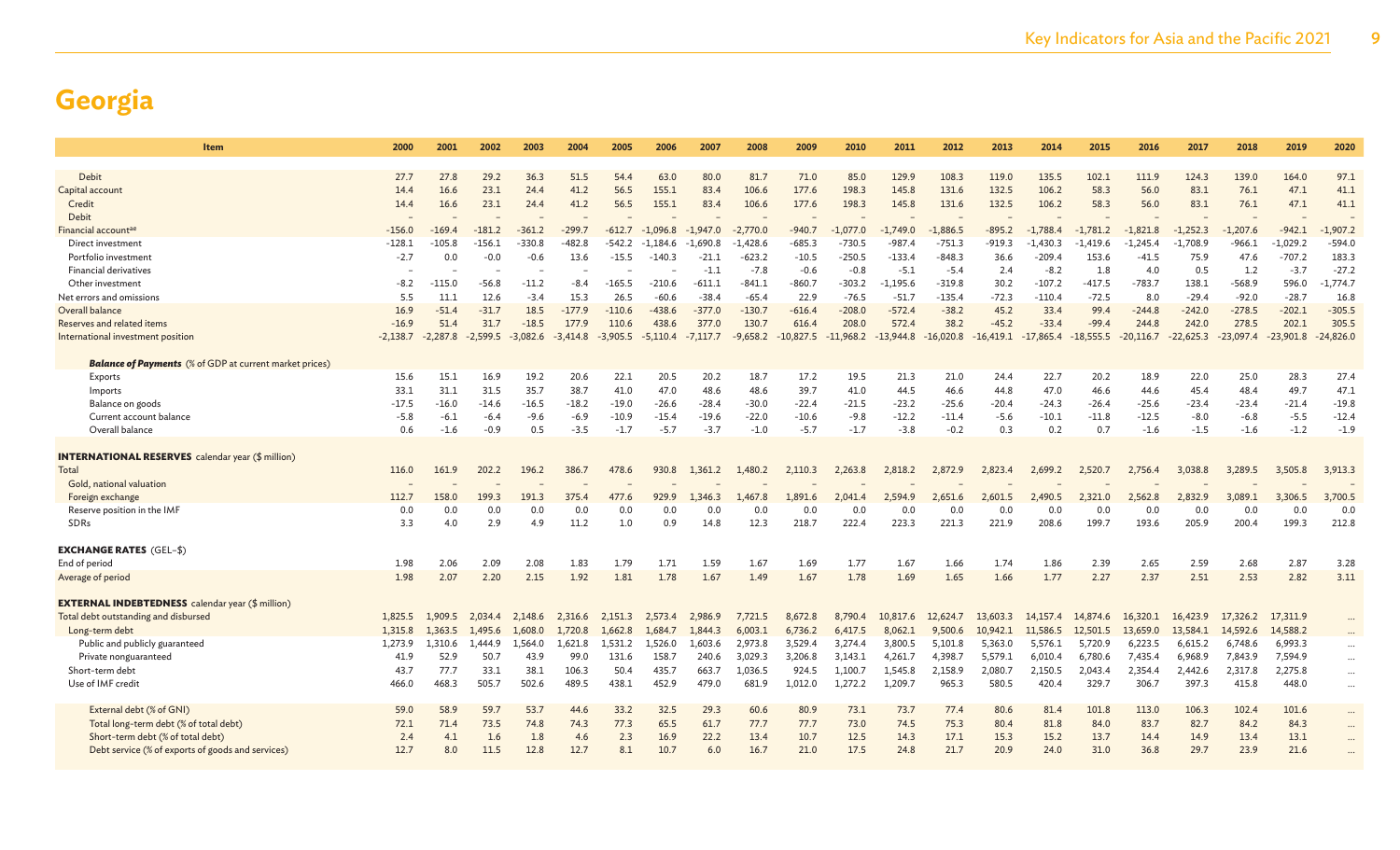# Georgia

| Item | 2000 | 2001 | 2002 | 2003 | 2004 | 2005 | 2006 | 2007 | 2008 | 2009 | 2010 | 2011 | 2012 | 2013 | 2014 | 2015 | 2016 | 2017 | 2018 | 2019 | 2020 |
|---|---|---|---|---|---|---|---|---|---|---|---|---|---|---|---|---|---|---|---|---|---|
| Debit | 27.7 | 27.8 | 29.2 | 36.3 | 51.5 | 54.4 | 63.0 | 80.0 | 81.7 | 71.0 | 85.0 | 129.9 | 108.3 | 119.0 | 135.5 | 102.1 | 111.9 | 124.3 | 139.0 | 164.0 | 97.1 |
| Capital account | 14.4 | 16.6 | 23.1 | 24.4 | 41.2 | 56.5 | 155.1 | 83.4 | 106.6 | 177.6 | 198.3 | 145.8 | 131.6 | 132.5 | 106.2 | 58.3 | 56.0 | 83.1 | 76.1 | 47.1 | 41.1 |
| Credit | 14.4 | 16.6 | 23.1 | 24.4 | 41.2 | 56.5 | 155.1 | 83.4 | 106.6 | 177.6 | 198.3 | 145.8 | 131.6 | 132.5 | 106.2 | 58.3 | 56.0 | 83.1 | 76.1 | 47.1 | 41.1 |
| Debit | – | – | – | – | – | – | – | – | – | – | – | – | – | – | – | – | – | – | – | – | – |
| Financial account[ae] | -156.0 | -169.4 | -181.2 | -361.2 | -299.7 | -612.7 | -1,096.8 | -1,947.0 | -2,770.0 | -940.7 | -1,077.0 | -1,749.0 | -1,886.5 | -895.2 | -1,788.4 | -1,781.2 | -1,821.8 | -1,252.3 | -1,207.6 | -942.1 | -1,907.2 |
| Direct investment | -128.1 | -105.8 | -156.1 | -330.8 | -482.8 | -542.2 | -1,184.6 | -1,690.8 | -1,428.6 | -685.3 | -730.5 | -987.4 | -751.3 | -919.3 | -1,430.3 | -1,419.6 | -1,245.4 | -1,708.9 | -966.1 | -1,029.2 | -594.0 |
| Portfolio investment | -2.7 | 0.0 | -0.0 | -0.6 | 13.6 | -15.5 | -140.3 | -21.1 | -623.2 | -10.5 | -250.5 | -133.4 | -848.3 | 36.6 | -209.4 | 153.6 | -41.5 | 75.9 | 47.6 | -707.2 | 183.3 |
| Financial derivatives | – | – | – | – | – | – | – | -1.1 | -7.8 | -0.6 | -0.8 | -5.1 | -5.4 | 2.4 | -8.2 | 1.8 | 4.0 | 0.5 | 1.2 | -3.7 | -27.2 |
| Other investment | -8.2 | -115.0 | -56.8 | -11.2 | -8.4 | -165.5 | -210.6 | -611.1 | -841.1 | -860.7 | -303.2 | -1,195.6 | -319.8 | 30.2 | -107.2 | -417.5 | -783.7 | 138.1 | -568.9 | 596.0 | -1,774.7 |
| Net errors and omissions | 5.5 | 11.1 | 12.6 | -3.4 | 15.3 | 26.5 | -60.6 | -38.4 | -65.4 | 22.9 | -76.5 | -51.7 | -135.4 | -72.3 | -110.4 | -72.5 | 8.0 | -29.4 | -92.0 | -28.7 | 16.8 |
| Overall balance | 16.9 | -51.4 | -31.7 | 18.5 | -177.9 | -110.6 | -438.6 | -377.0 | -130.7 | -616.4 | -208.0 | -572.4 | -38.2 | 45.2 | 33.4 | 99.4 | -244.8 | -242.0 | -278.5 | -202.1 | -305.5 |
| Reserves and related items | -16.9 | 51.4 | 31.7 | -18.5 | 177.9 | 110.6 | 438.6 | 377.0 | 130.7 | 616.4 | 208.0 | 572.4 | 38.2 | -45.2 | -33.4 | -99.4 | 244.8 | 242.0 | 278.5 | 202.1 | 305.5 |
| International investment position | -2,138.7 | -2,287.8 | -2,599.5 | -3,082.6 | -3,414.8 | -3,905.5 | -5,110.4 | -7,117.7 | -9,658.2 | -10,827.5 | -11,968.2 | -13,944.8 | -16,020.8 | -16,419.1 | -17,865.4 | -18,555.5 | -20,116.7 | -22,625.3 | -23,097.4 | -23,901.8 | -24,826.0 |
| ***Balance of Payments*** *(% of GDP at current market prices)* | | | | | | | | | | | | | | | | | | | | | |
| Exports | 15.6 | 15.1 | 16.9 | 19.2 | 20.6 | 22.1 | 20.5 | 20.2 | 18.7 | 17.2 | 19.5 | 21.3 | 21.0 | 24.4 | 22.7 | 20.2 | 18.9 | 22.0 | 25.0 | 28.3 | 27.4 |
| Imports | 33.1 | 31.1 | 31.5 | 35.7 | 38.7 | 41.0 | 47.0 | 48.6 | 48.6 | 39.7 | 41.0 | 44.5 | 46.6 | 44.8 | 47.0 | 46.6 | 44.6 | 45.4 | 48.4 | 49.7 | 47.1 |
| Balance on goods | -17.5 | -16.0 | -14.6 | -16.5 | -18.2 | -19.0 | -26.6 | -28.4 | -30.0 | -22.4 | -21.5 | -23.2 | -25.6 | -20.4 | -24.3 | -26.4 | -25.6 | -23.4 | -23.4 | -21.4 | -19.8 |
| Current account balance | -5.8 | -6.1 | -6.4 | -9.6 | -6.9 | -10.9 | -15.4 | -19.6 | -22.0 | -10.6 | -9.8 | -12.2 | -11.4 | -5.6 | -10.1 | -11.8 | -12.5 | -8.0 | -6.8 | -5.5 | -12.4 |
| Overall balance | 0.6 | -1.6 | -0.9 | 0.5 | -3.5 | -1.7 | -5.7 | -3.7 | -1.0 | -5.7 | -1.7 | -3.8 | -0.2 | 0.3 | 0.2 | 0.7 | -1.6 | -1.5 | -1.6 | -1.2 | -1.9 |
| **INTERNATIONAL RESERVES** calendar year ($ million) | | | | | | | | | | | | | | | | | | | | | |
| Total | 116.0 | 161.9 | 202.2 | 196.2 | 386.7 | 478.6 | 930.8 | 1,361.2 | 1,480.2 | 2,110.3 | 2,263.8 | 2,818.2 | 2,872.9 | 2,823.4 | 2,699.2 | 2,520.7 | 2,756.4 | 3,038.8 | 3,289.5 | 3,505.8 | 3,913.3 |
| Gold, national valuation | – | – | – | – | – | – | – | – | – | – | – | – | – | – | – | – | – | – | – | – | – |
| Foreign exchange | 112.7 | 158.0 | 199.3 | 191.3 | 375.4 | 477.6 | 929.9 | 1,346.3 | 1,467.8 | 1,891.6 | 2,041.4 | 2,594.9 | 2,651.6 | 2,601.5 | 2,490.5 | 2,321.0 | 2,562.8 | 2,832.9 | 3,089.1 | 3,306.5 | 3,700.5 |
| Reserve position in the IMF | 0.0 | 0.0 | 0.0 | 0.0 | 0.0 | 0.0 | 0.0 | 0.0 | 0.0 | 0.0 | 0.0 | 0.0 | 0.0 | 0.0 | 0.0 | 0.0 | 0.0 | 0.0 | 0.0 | 0.0 | 0.0 |
| SDRs | 3.3 | 4.0 | 2.9 | 4.9 | 11.2 | 1.0 | 0.9 | 14.8 | 12.3 | 218.7 | 222.4 | 223.3 | 221.3 | 221.9 | 208.6 | 199.7 | 193.6 | 205.9 | 200.4 | 199.3 | 212.8 |
| **EXCHANGE RATES** (GEL–$) | | | | | | | | | | | | | | | | | | | | | |
| End of period | 1.98 | 2.06 | 2.09 | 2.08 | 1.83 | 1.79 | 1.71 | 1.59 | 1.67 | 1.69 | 1.77 | 1.67 | 1.66 | 1.74 | 1.86 | 2.39 | 2.65 | 2.59 | 2.68 | 2.87 | 3.28 |
| Average of period | 1.98 | 2.07 | 2.20 | 2.15 | 1.92 | 1.81 | 1.78 | 1.67 | 1.49 | 1.67 | 1.78 | 1.69 | 1.65 | 1.66 | 1.77 | 2.27 | 2.37 | 2.51 | 2.53 | 2.82 | 3.11 |
| **EXTERNAL INDEBTEDNESS** calendar year ($ million) | | | | | | | | | | | | | | | | | | | | | |
| Total debt outstanding and disbursed | 1,825.5 | 1,909.5 | 2,034.4 | 2,148.6 | 2,316.6 | 2,151.3 | 2,573.4 | 2,986.9 | 7,721.5 | 8,672.8 | 8,790.4 | 10,817.6 | 12,624.7 | 13,603.3 | 14,157.4 | 14,874.6 | 16,320.1 | 16,423.9 | 17,326.2 | 17,311.9 | ... |
| Long-term debt | 1,315.8 | 1,363.5 | 1,495.6 | 1,608.0 | 1,720.8 | 1,662.8 | 1,684.7 | 1,844.3 | 6,003.1 | 6,736.2 | 6,417.5 | 8,062.1 | 9,500.6 | 10,942.1 | 11,586.5 | 12,501.5 | 13,659.0 | 13,584.1 | 14,592.6 | 14,588.2 | ... |
| Public and publicly guaranteed | 1,273.9 | 1,310.6 | 1,444.9 | 1,564.0 | 1,621.8 | 1,531.2 | 1,526.0 | 1,603.6 | 2,973.8 | 3,529.4 | 3,274.4 | 3,800.5 | 5,101.8 | 5,363.0 | 5,576.1 | 5,720.9 | 6,223.5 | 6,615.2 | 6,748.6 | 6,993.3 | ... |
| Private nonguaranteed | 41.9 | 52.9 | 50.7 | 43.9 | 99.0 | 131.6 | 158.7 | 240.6 | 3,029.3 | 3,206.8 | 3,143.1 | 4,261.7 | 4,398.7 | 5,579.1 | 6,010.4 | 6,780.6 | 7,435.4 | 6,968.9 | 7,843.9 | 7,594.9 | ... |
| Short-term debt | 43.7 | 77.7 | 33.1 | 38.1 | 106.3 | 50.4 | 435.7 | 663.7 | 1,036.5 | 924.5 | 1,100.7 | 1,545.8 | 2,158.9 | 2,080.7 | 2,150.5 | 2,043.4 | 2,354.4 | 2,442.6 | 2,317.8 | 2,275.8 | ... |
| Use of IMF credit | 466.0 | 468.3 | 505.7 | 502.6 | 489.5 | 438.1 | 452.9 | 479.0 | 681.9 | 1,012.0 | 1,272.2 | 1,209.7 | 965.3 | 580.5 | 420.4 | 329.7 | 306.7 | 397.3 | 415.8 | 448.0 | ... |
| External debt (% of GNI) | 59.0 | 58.9 | 59.7 | 53.7 | 44.6 | 33.2 | 32.5 | 29.3 | 60.6 | 80.9 | 73.1 | 73.7 | 77.4 | 80.6 | 81.4 | 101.8 | 113.0 | 106.3 | 102.4 | 101.6 | ... |
| Total long-term debt (% of total debt) | 72.1 | 71.4 | 73.5 | 74.8 | 74.3 | 77.3 | 65.5 | 61.7 | 77.7 | 77.7 | 73.0 | 74.5 | 75.3 | 80.4 | 81.8 | 84.0 | 83.7 | 82.7 | 84.2 | 84.3 | ... |
| Short-term debt (% of total debt) | 2.4 | 4.1 | 1.6 | 1.8 | 4.6 | 2.3 | 16.9 | 22.2 | 13.4 | 10.7 | 12.5 | 14.3 | 17.1 | 15.3 | 15.2 | 13.7 | 14.4 | 14.9 | 13.4 | 13.1 | ... |
| Debt service (% of exports of goods and services) | 12.7 | 8.0 | 11.5 | 12.8 | 12.7 | 8.1 | 10.7 | 6.0 | 16.7 | 21.0 | 17.5 | 24.8 | 21.7 | 20.9 | 24.0 | 31.0 | 36.8 | 29.7 | 23.9 | 21.6 | ... |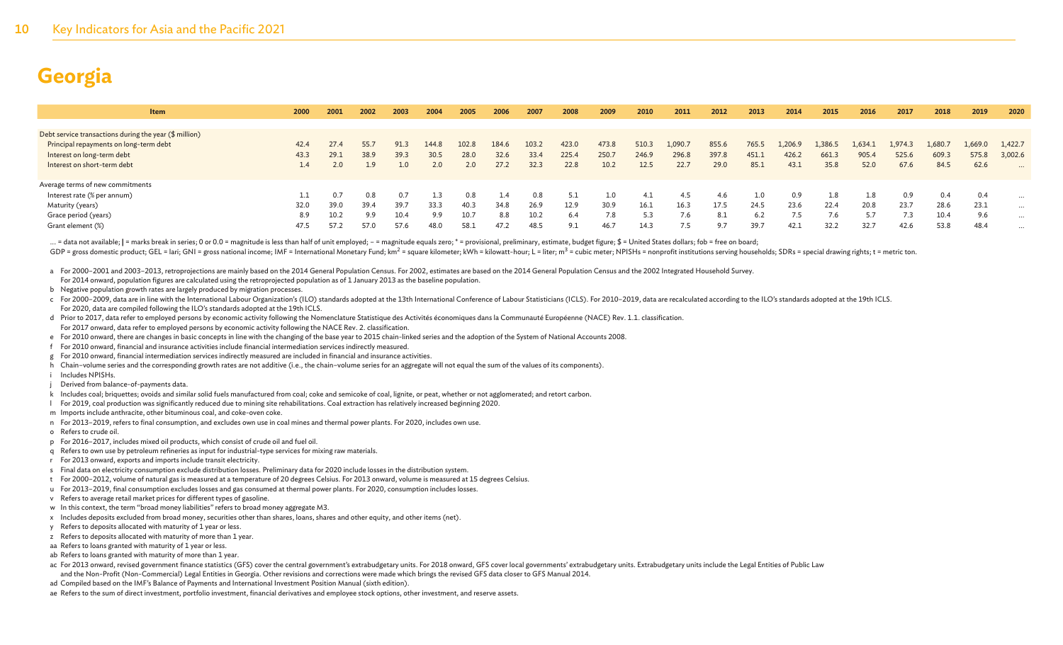# Georgia

| Item | 2000 | 2001 | 2002 | 2003 | 2004 | 2005 | 2006 | 2007 | 2008 | 2009 | 2010 | 2011 | 2012 | 2013 | 2014 | 2015 | 2016 | 2017 | 2018 | 2019 | 2020 |
|---|---|---|---|---|---|---|---|---|---|---|---|---|---|---|---|---|---|---|---|---|---|
| Debt service transactions during the year ($ million) | | | | | | | | | | | | | | | | | | | | | |
| Principal repayments on long-term debt | 42.4 | 27.4 | 55.7 | 91.3 | 144.8 | 102.8 | 184.6 | 103.2 | 423.0 | 473.8 | 510.3 | 1,090.7 | 855.6 | 765.5 | 1,206.9 | 1,386.5 | 1,634.1 | 1,974.3 | 1,680.7 | 1,669.0 | 1,422.7 |
| Interest on long-term debt | 43.3 | 29.1 | 38.9 | 39.3 | 30.5 | 28.0 | 32.6 | 33.4 | 225.4 | 250.7 | 246.9 | 296.8 | 397.8 | 451.1 | 426.2 | 661.3 | 905.4 | 525.6 | 609.3 | 575.8 | 3,002.6 |
| Interest on short-term debt | 1.4 | 2.0 | 1.9 | 1.0 | 2.0 | 2.0 | 27.2 | 32.3 | 22.8 | 10.2 | 12.5 | 22.7 | 29.0 | 85.1 | 43.1 | 35.8 | 52.0 | 67.6 | 84.5 | 62.6 | ... |
| Average terms of new commitments | | | | | | | | | | | | | | | | | | | | | |
| Interest rate (% per annum) | 1.1 | 0.7 | 0.8 | 0.7 | 1.3 | 0.8 | 1.4 | 0.8 | 5.1 | 1.0 | 4.1 | 4.5 | 4.6 | 1.0 | 0.9 | 1.8 | 1.8 | 0.9 | 0.4 | 0.4 | ... |
| Maturity (years) | 32.0 | 39.0 | 39.4 | 39.7 | 33.3 | 40.3 | 34.8 | 26.9 | 12.9 | 30.9 | 16.1 | 16.3 | 17.5 | 24.5 | 23.6 | 22.4 | 20.8 | 23.7 | 28.6 | 23.1 | ... |
| Grace period (years) | 8.9 | 10.2 | 9.9 | 10.4 | 9.9 | 10.7 | 8.8 | 10.2 | 6.4 | 7.8 | 5.3 | 7.6 | 8.1 | 6.2 | 7.5 | 7.6 | 5.7 | 7.3 | 10.4 | 9.6 | ... |
| Grant element (%) | 47.5 | 57.2 | 57.0 | 57.6 | 48.0 | 58.1 | 47.2 | 48.5 | 9.1 | 46.7 | 14.3 | 7.5 | 9.7 | 39.7 | 42.1 | 32.2 | 32.7 | 42.6 | 53.8 | 48.4 | ... |

... = data not available; | = marks break in series; 0 or 0.0 = magnitude is less than half of unit employed; – = magnitude equals zero; * = provisional, preliminary, estimate, budget figure; $ = United States dollars; fob = free on board;
GDP = gross domestic product; GEL = lari; GNI = gross national income; IMF = International Monetary Fund; $km^2$ = square kilometer; kWh = kilowatt-hour; L = liter; $m^3$ = cubic meter; NPISHs = nonprofit institutions serving households; SDRs = special drawing rights; t = metric ton.

a For 2000–2001 and 2003–2013, retroprojections are mainly based on the 2014 General Population Census. For 2002, estimates are based on the 2014 General Population Census and the 2002 Integrated Household Survey. For 2014 onward, population figures are calculated using the retroprojected population as of 1 January 2013 as the baseline population.
b Negative population growth rates are largely produced by migration processes.
c For 2000–2009, data are in line with the International Labour Organization's (ILO) standards adopted at the 13th International Conference of Labour Statisticians (ICLS). For 2010–2019, data are recalculated according to the ILO's standards adopted at the 19th ICLS. For 2020, data are compiled following the ILO's standards adopted at the 19th ICLS.
d Prior to 2017, data refer to employed persons by economic activity following the Nomenclature Statistique des Activités économiques dans la Communauté Européenne (NACE) Rev. 1.1. classification. For 2017 onward, data refer to employed persons by economic activity following the NACE Rev. 2. classification.
e For 2010 onward, there are changes in basic concepts in line with the changing of the base year to 2015 chain-linked series and the adoption of the System of National Accounts 2008.
f For 2010 onward, financial and insurance activities include financial intermediation services indirectly measured.
g For 2010 onward, financial intermediation services indirectly measured are included in financial and insurance activities.
h Chain–volume series and the corresponding growth rates are not additive (i.e., the chain–volume series for an aggregate will not equal the sum of the values of its components).
i Includes NPISHs.
j Derived from balance-of-payments data.
k Includes coal; briquettes; ovoids and similar solid fuels manufactured from coal; coke and semicoke of coal, lignite, or peat, whether or not agglomerated; and retort carbon.
l For 2019, coal production was significantly reduced due to mining site rehabilitations. Coal extraction has relatively increased beginning 2020.
m Imports include anthracite, other bituminous coal, and coke-oven coke.
n For 2013–2019, refers to final consumption, and excludes own use in coal mines and thermal power plants. For 2020, includes own use.
o Refers to crude oil.
p For 2016–2017, includes mixed oil products, which consist of crude oil and fuel oil.
q Refers to own use by petroleum refineries as input for industrial-type services for mixing raw materials.
r For 2013 onward, exports and imports include transit electricity.
s Final data on electricity consumption exclude distribution losses. Preliminary data for 2020 include losses in the distribution system.
t For 2000–2012, volume of natural gas is measured at a temperature of 20 degrees Celsius. For 2013 onward, volume is measured at 15 degrees Celsius.
u For 2013–2019, final consumption excludes losses and gas consumed at thermal power plants. For 2020, consumption includes losses.
v Refers to average retail market prices for different types of gasoline.
w In this context, the term "broad money liabilities" refers to broad money aggregate M3.
x Includes deposits excluded from broad money, securities other than shares, loans, shares and other equity, and other items (net).
y Refers to deposits allocated with maturity of 1 year or less.
z Refers to deposits allocated with maturity of more than 1 year.
aa Refers to loans granted with maturity of 1 year or less.
ab Refers to loans granted with maturity of more than 1 year.
ac For 2013 onward, revised government finance statistics (GFS) cover the central government's extrabudgetary units. For 2018 onward, GFS cover local governments' extrabudgetary units. Extrabudgetary units include the Legal Entities of Public Law and the Non-Profit (Non-Commercial) Legal Entities in Georgia. Other revisions and corrections were made which brings the revised GFS data closer to GFS Manual 2014.
ad Compiled based on the IMF's Balance of Payments and International Investment Position Manual (sixth edition).
ae Refers to the sum of direct investment, portfolio investment, financial derivatives and employee stock options, other investment, and reserve assets.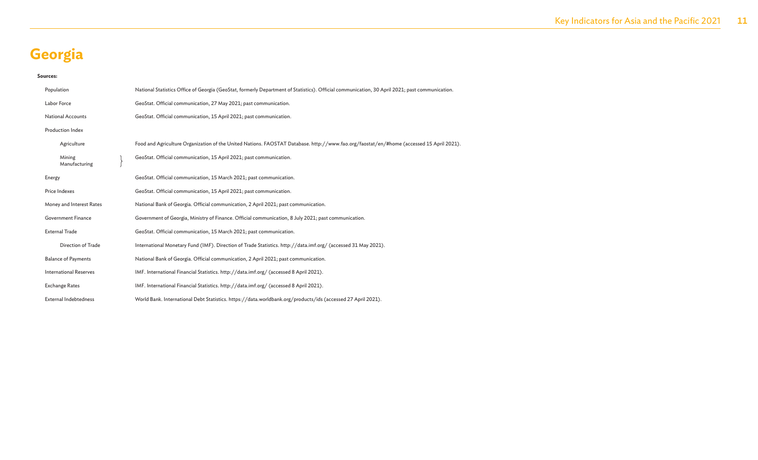# Georgia

**Sources:**

| | |
|---|---|
| Population | National Statistics Office of Georgia (GeoStat, formerly Department of Statistics). Official communication, 30 April 2021; past communication. |
| Labor Force | GeoStat. Official communication, 27 May 2021; past communication. |
| National Accounts | GeoStat. Official communication, 15 April 2021; past communication. |
| Production Index | |
| Agriculture | Food and Agriculture Organization of the United Nations. FAOSTAT Database. http://www.fao.org/faostat/en/#home (accessed 15 April 2021). |
| Mining<br>Manufacturing | GeoStat. Official communication, 15 April 2021; past communication. |
| Energy | GeoStat. Official communication, 15 March 2021; past communication. |
| Price Indexes | GeoStat. Official communication, 15 April 2021; past communication. |
| Money and Interest Rates | National Bank of Georgia. Official communication, 2 April 2021; past communication. |
| Government Finance | Government of Georgia, Ministry of Finance. Official communication, 8 July 2021; past communication. |
| External Trade | GeoStat. Official communication, 15 March 2021; past communication. |
| Direction of Trade | International Monetary Fund (IMF). Direction of Trade Statistics. http://data.imf.org/ (accessed 31 May 2021). |
| Balance of Payments | National Bank of Georgia. Official communication, 2 April 2021; past communication. |
| International Reserves | IMF. International Financial Statistics. http://data.imf.org/ (accessed 8 April 2021). |
| Exchange Rates | IMF. International Financial Statistics. http://data.imf.org/ (accessed 8 April 2021). |
| External Indebtedness | World Bank. International Debt Statistics. https://data.worldbank.org/products/ids (accessed 27 April 2021). |